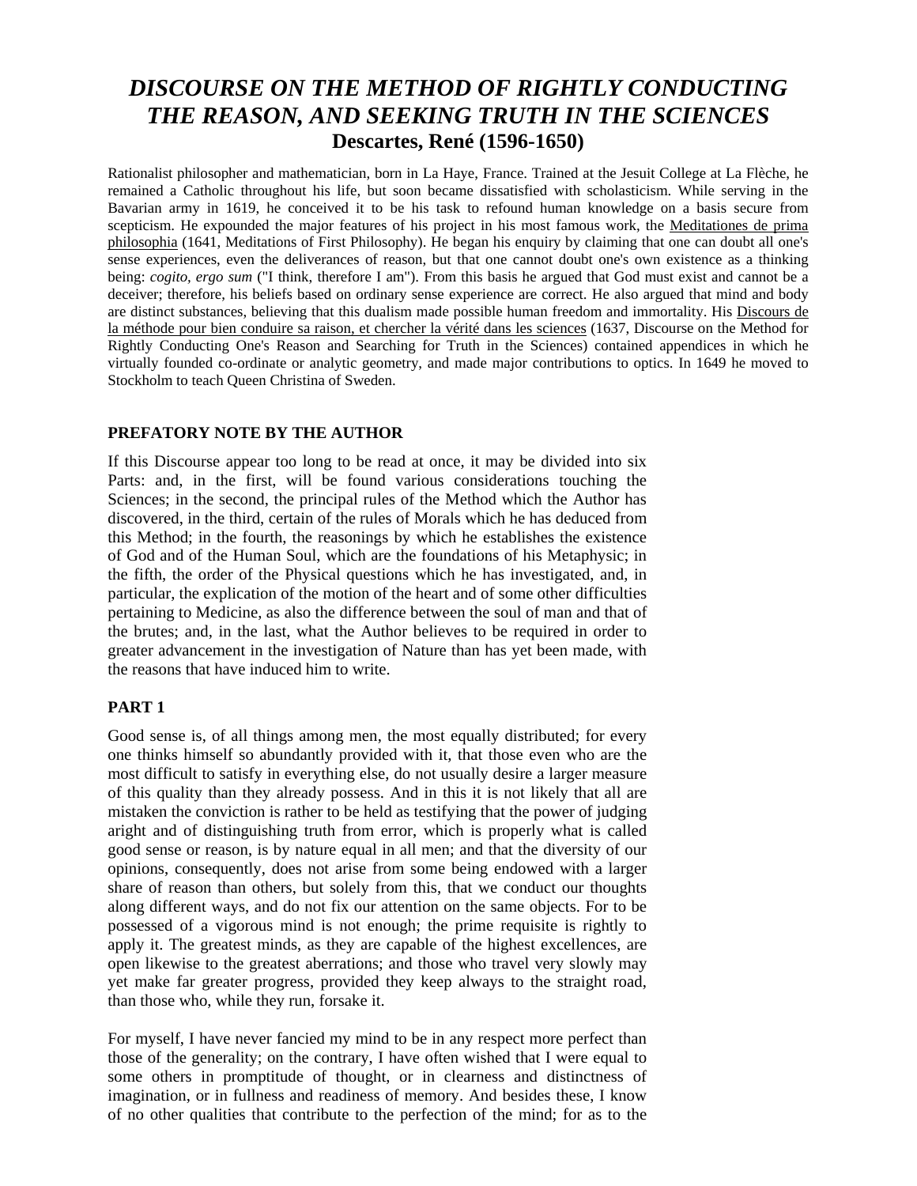# *DISCOURSE ON THE METHOD OF RIGHTLY CONDUCTING THE REASON, AND SEEKING TRUTH IN THE SCIENCES*

**Descartes, René (1596-1650)**

Rationalist philosopher and mathematician, born in La Haye, France. Trained at the Jesuit College at La Flèche, he remained a Catholic throughout his life, but soon became dissatisfied with scholasticism. While serving in the Bavarian army in 1619, he conceived it to be his task to refound human knowledge on a basis secure from scepticism. He expounded the major features of his project in his most famous work, the Meditationes de prima philosophia (1641, Meditations of First Philosophy). He began his enquiry by claiming that one can doubt all one's sense experiences, even the deliverances of reason, but that one cannot doubt one's own existence as a thinking being: *cogito, ergo sum* ("I think, therefore I am"). From this basis he argued that God must exist and cannot be a deceiver; therefore, his beliefs based on ordinary sense experience are correct. He also argued that mind and body are distinct substances, believing that this dualism made possible human freedom and immortality. His Discours de la méthode pour bien conduire sa raison, et chercher la vérité dans les sciences (1637, Discourse on the Method for Rightly Conducting One's Reason and Searching for Truth in the Sciences) contained appendices in which he virtually founded co-ordinate or analytic geometry, and made major contributions to optics. In 1649 he moved to Stockholm to teach Queen Christina of Sweden.

## PREFATORY NOTE BY THE AUTHOR

If this Discourse appear too long to be read at once, it may be divided into six Parts: and, in the first, will be found various considerations touching the Sciences; in the second, the principal rules of the Method which the Author has discovered, in the third, certain of the rules of Morals which he has deduced from this Method; in the fourth, the reasonings by which he establishes the existence of God and of the Human Soul, which are the foundations of his Metaphysic; in the fifth, the order of the Physical questions which he has investigated, and, in particular, the explication of the motion of the heart and of some other difficulties pertaining to Medicine, as also the difference between the soul of man and that of the brutes; and, in the last, what the Author believes to be required in order to greater advancement in the investigation of Nature than has yet been made, with the reasons that have induced him to write.

## PART 1

Good sense is, of all things among men, the most equally distributed; for every one thinks himself so abundantly provided with it, that those even who are the most difficult to satisfy in everything else, do not usually desire a larger measure of this quality than they already possess. And in this it is not likely that all are mistaken the conviction is rather to be held as testifying that the power of judging aright and of distinguishing truth from error, which is properly what is called good sense or reason, is by nature equal in all men; and that the diversity of our opinions, consequently, does not arise from some being endowed with a larger share of reason than others, but solely from this, that we conduct our thoughts along different ways, and do not fix our attention on the same objects. For to be possessed of a vigorous mind is not enough; the prime requisite is rightly to apply it. The greatest minds, as they are capable of the highest excellences, are open likewise to the greatest aberrations; and those who travel very slowly may yet make far greater progress, provided they keep always to the straight road, than those who, while they run, forsake it.

For myself, I have never fancied my mind to be in any respect more perfect than those of the generality; on the contrary, I have often wished that I were equal to some others in promptitude of thought, or in clearness and distinctness of imagination, or in fullness and readiness of memory. And besides these, I know of no other qualities that contribute to the perfection of the mind; for as to the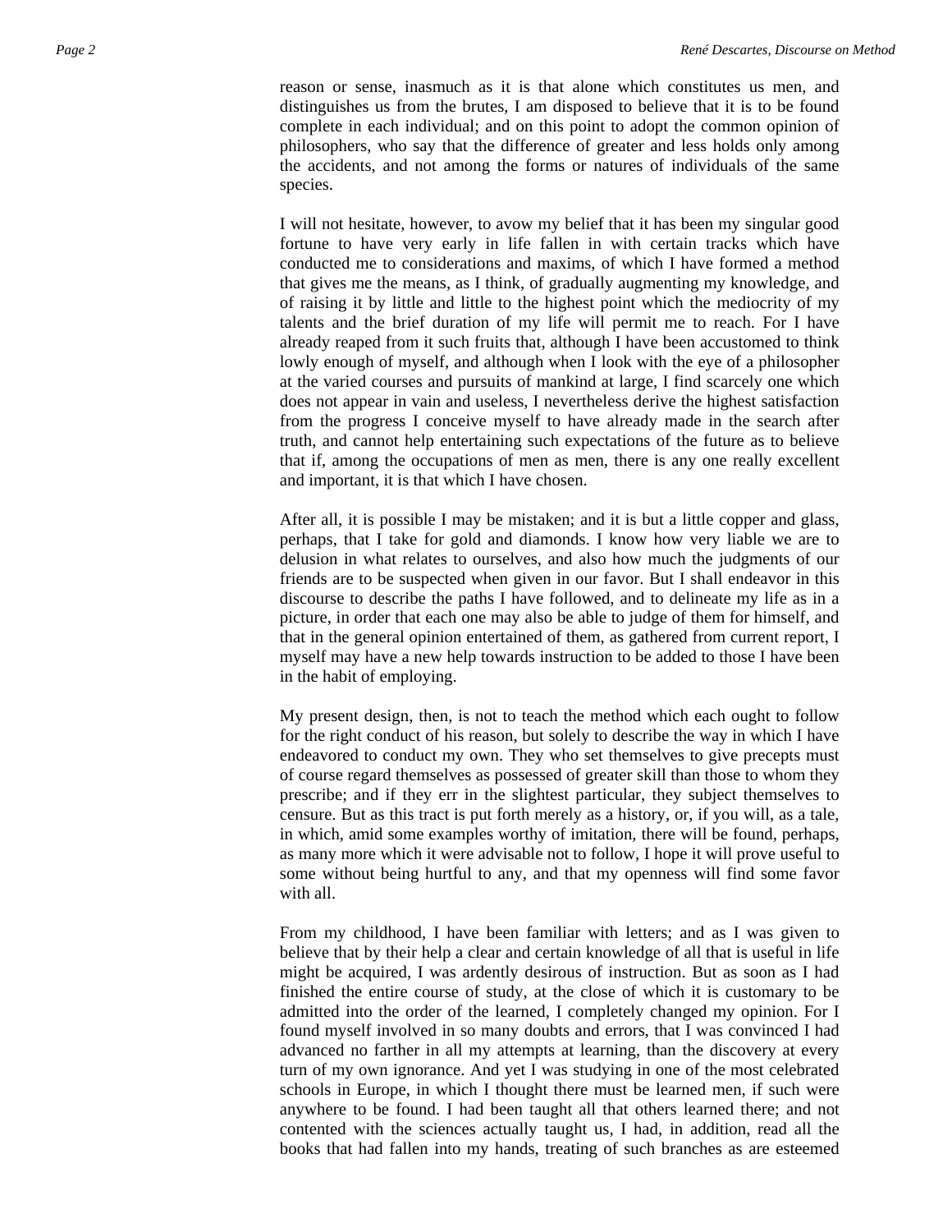reason or sense, inasmuch as it is that alone which constitutes us men, and distinguishes us from the brutes, I am disposed to believe that it is to be found complete in each individual; and on this point to adopt the common opinion of philosophers, who say that the difference of greater and less holds only among the accidents, and not among the forms or natures of individuals of the same species.

I will not hesitate, however, to avow my belief that it has been my singular good fortune to have very early in life fallen in with certain tracks which have conducted me to considerations and maxims, of which I have formed a method that gives me the means, as I think, of gradually augmenting my knowledge, and of raising it by little and little to the highest point which the mediocrity of my talents and the brief duration of my life will permit me to reach. For I have already reaped from it such fruits that, although I have been accustomed to think lowly enough of myself, and although when I look with the eye of a philosopher at the varied courses and pursuits of mankind at large, I find scarcely one which does not appear in vain and useless, I nevertheless derive the highest satisfaction from the progress I conceive myself to have already made in the search after truth, and cannot help entertaining such expectations of the future as to believe that if, among the occupations of men as men, there is any one really excellent and important, it is that which I have chosen.

After all, it is possible I may be mistaken; and it is but a little copper and glass, perhaps, that I take for gold and diamonds. I know how very liable we are to delusion in what relates to ourselves, and also how much the judgments of our friends are to be suspected when given in our favor. But I shall endeavor in this discourse to describe the paths I have followed, and to delineate my life as in a picture, in order that each one may also be able to judge of them for himself, and that in the general opinion entertained of them, as gathered from current report, I myself may have a new help towards instruction to be added to those I have been in the habit of employing.

My present design, then, is not to teach the method which each ought to follow for the right conduct of his reason, but solely to describe the way in which I have endeavored to conduct my own. They who set themselves to give precepts must of course regard themselves as possessed of greater skill than those to whom they prescribe; and if they err in the slightest particular, they subject themselves to censure. But as this tract is put forth merely as a history, or, if you will, as a tale, in which, amid some examples worthy of imitation, there will be found, perhaps, as many more which it were advisable not to follow, I hope it will prove useful to some without being hurtful to any, and that my openness will find some favor with all.

From my childhood, I have been familiar with letters; and as I was given to believe that by their help a clear and certain knowledge of all that is useful in life might be acquired, I was ardently desirous of instruction. But as soon as I had finished the entire course of study, at the close of which it is customary to be admitted into the order of the learned, I completely changed my opinion. For I found myself involved in so many doubts and errors, that I was convinced I had advanced no farther in all my attempts at learning, than the discovery at every turn of my own ignorance. And yet I was studying in one of the most celebrated schools in Europe, in which I thought there must be learned men, if such were anywhere to be found. I had been taught all that others learned there; and not contented with the sciences actually taught us, I had, in addition, read all the books that had fallen into my hands, treating of such branches as are esteemed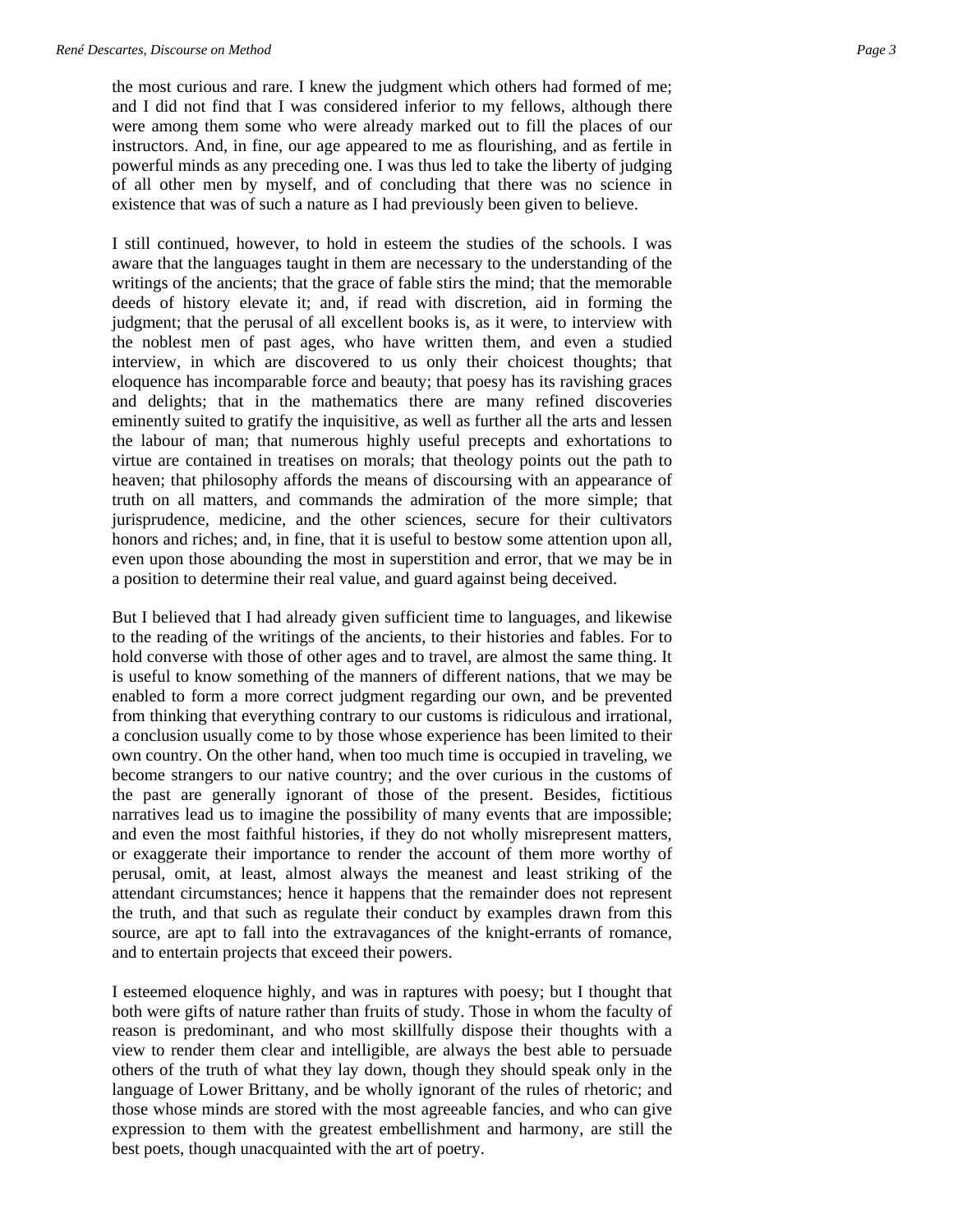the most curious and rare. I knew the judgment which others had formed of me; and I did not find that I was considered inferior to my fellows, although there were among them some who were already marked out to fill the places of our instructors. And, in fine, our age appeared to me as flourishing, and as fertile in powerful minds as any preceding one. I was thus led to take the liberty of judging of all other men by myself, and of concluding that there was no science in existence that was of such a nature as I had previously been given to believe.

I still continued, however, to hold in esteem the studies of the schools. I was aware that the languages taught in them are necessary to the understanding of the writings of the ancients; that the grace of fable stirs the mind; that the memorable deeds of history elevate it; and, if read with discretion, aid in forming the judgment; that the perusal of all excellent books is, as it were, to interview with the noblest men of past ages, who have written them, and even a studied interview, in which are discovered to us only their choicest thoughts; that eloquence has incomparable force and beauty; that poesy has its ravishing graces and delights; that in the mathematics there are many refined discoveries eminently suited to gratify the inquisitive, as well as further all the arts and lessen the labour of man; that numerous highly useful precepts and exhortations to virtue are contained in treatises on morals; that theology points out the path to heaven; that philosophy affords the means of discoursing with an appearance of truth on all matters, and commands the admiration of the more simple; that jurisprudence, medicine, and the other sciences, secure for their cultivators honors and riches; and, in fine, that it is useful to bestow some attention upon all, even upon those abounding the most in superstition and error, that we may be in a position to determine their real value, and guard against being deceived.

But I believed that I had already given sufficient time to languages, and likewise to the reading of the writings of the ancients, to their histories and fables. For to hold converse with those of other ages and to travel, are almost the same thing. It is useful to know something of the manners of different nations, that we may be enabled to form a more correct judgment regarding our own, and be prevented from thinking that everything contrary to our customs is ridiculous and irrational, a conclusion usually come to by those whose experience has been limited to their own country. On the other hand, when too much time is occupied in traveling, we become strangers to our native country; and the over curious in the customs of the past are generally ignorant of those of the present. Besides, fictitious narratives lead us to imagine the possibility of many events that are impossible; and even the most faithful histories, if they do not wholly misrepresent matters, or exaggerate their importance to render the account of them more worthy of perusal, omit, at least, almost always the meanest and least striking of the attendant circumstances; hence it happens that the remainder does not represent the truth, and that such as regulate their conduct by examples drawn from this source, are apt to fall into the extravagances of the knight-errants of romance, and to entertain projects that exceed their powers.

I esteemed eloquence highly, and was in raptures with poesy; but I thought that both were gifts of nature rather than fruits of study. Those in whom the faculty of reason is predominant, and who most skillfully dispose their thoughts with a view to render them clear and intelligible, are always the best able to persuade others of the truth of what they lay down, though they should speak only in the language of Lower Brittany, and be wholly ignorant of the rules of rhetoric; and those whose minds are stored with the most agreeable fancies, and who can give expression to them with the greatest embellishment and harmony, are still the best poets, though unacquainted with the art of poetry.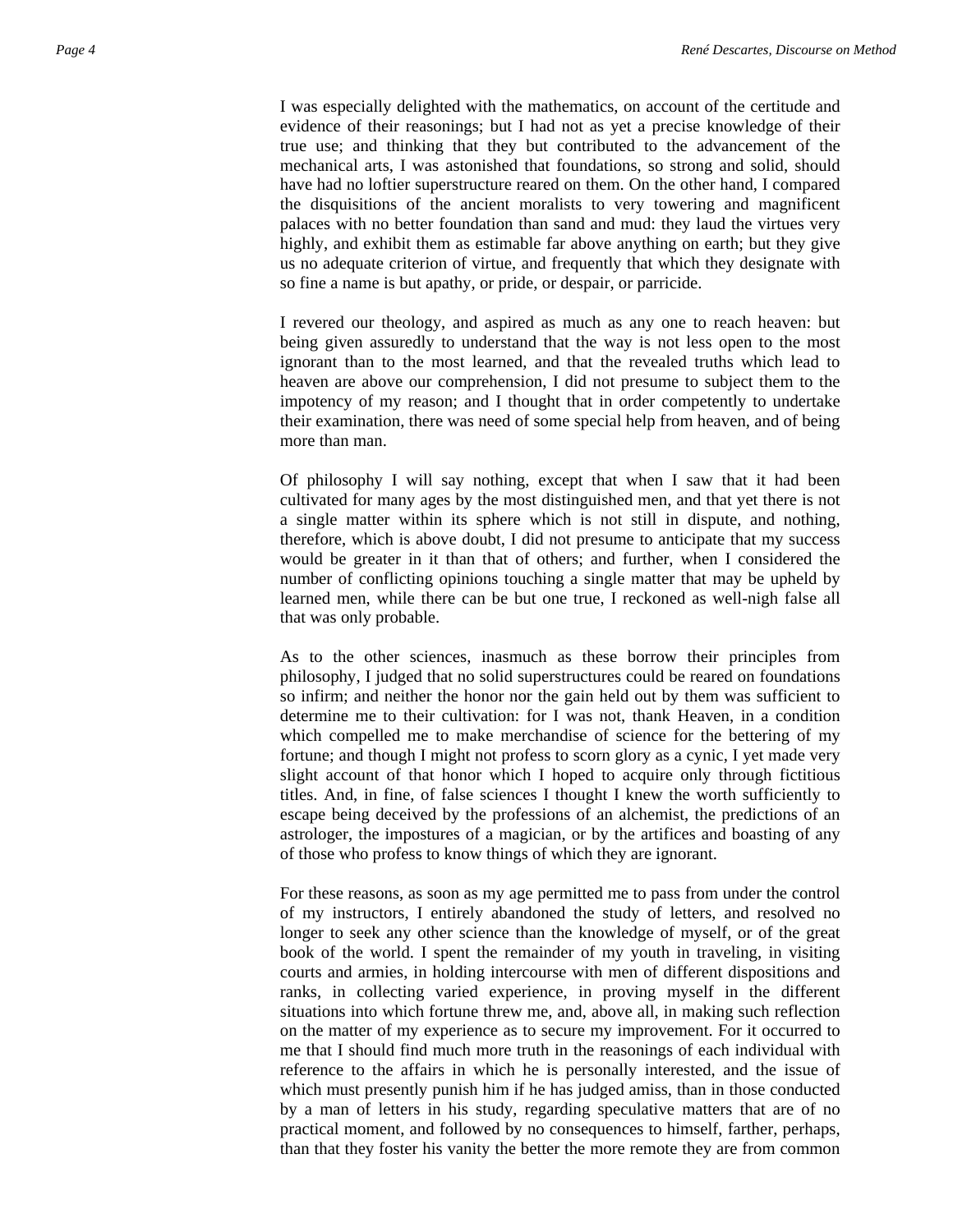I was especially delighted with the mathematics, on account of the certitude and evidence of their reasonings; but I had not as yet a precise knowledge of their true use; and thinking that they but contributed to the advancement of the mechanical arts, I was astonished that foundations, so strong and solid, should have had no loftier superstructure reared on them. On the other hand, I compared the disquisitions of the ancient moralists to very towering and magnificent palaces with no better foundation than sand and mud: they laud the virtues very highly, and exhibit them as estimable far above anything on earth; but they give us no adequate criterion of virtue, and frequently that which they designate with so fine a name is but apathy, or pride, or despair, or parricide.

I revered our theology, and aspired as much as any one to reach heaven: but being given assuredly to understand that the way is not less open to the most ignorant than to the most learned, and that the revealed truths which lead to heaven are above our comprehension, I did not presume to subject them to the impotency of my reason; and I thought that in order competently to undertake their examination, there was need of some special help from heaven, and of being more than man.

Of philosophy I will say nothing, except that when I saw that it had been cultivated for many ages by the most distinguished men, and that yet there is not a single matter within its sphere which is not still in dispute, and nothing, therefore, which is above doubt, I did not presume to anticipate that my success would be greater in it than that of others; and further, when I considered the number of conflicting opinions touching a single matter that may be upheld by learned men, while there can be but one true, I reckoned as well-nigh false all that was only probable.

As to the other sciences, inasmuch as these borrow their principles from philosophy, I judged that no solid superstructures could be reared on foundations so infirm; and neither the honor nor the gain held out by them was sufficient to determine me to their cultivation: for I was not, thank Heaven, in a condition which compelled me to make merchandise of science for the bettering of my fortune; and though I might not profess to scorn glory as a cynic, I yet made very slight account of that honor which I hoped to acquire only through fictitious titles. And, in fine, of false sciences I thought I knew the worth sufficiently to escape being deceived by the professions of an alchemist, the predictions of an astrologer, the impostures of a magician, or by the artifices and boasting of any of those who profess to know things of which they are ignorant.

For these reasons, as soon as my age permitted me to pass from under the control of my instructors, I entirely abandoned the study of letters, and resolved no longer to seek any other science than the knowledge of myself, or of the great book of the world. I spent the remainder of my youth in traveling, in visiting courts and armies, in holding intercourse with men of different dispositions and ranks, in collecting varied experience, in proving myself in the different situations into which fortune threw me, and, above all, in making such reflection on the matter of my experience as to secure my improvement. For it occurred to me that I should find much more truth in the reasonings of each individual with reference to the affairs in which he is personally interested, and the issue of which must presently punish him if he has judged amiss, than in those conducted by a man of letters in his study, regarding speculative matters that are of no practical moment, and followed by no consequences to himself, farther, perhaps, than that they foster his vanity the better the more remote they are from common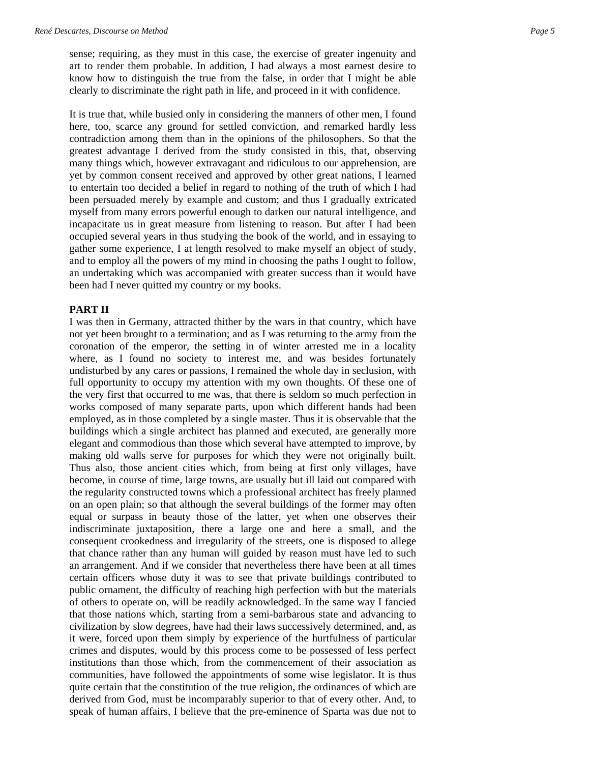sense; requiring, as they must in this case, the exercise of greater ingenuity and art to render them probable. In addition, I had always a most earnest desire to know how to distinguish the true from the false, in order that I might be able clearly to discriminate the right path in life, and proceed in it with confidence.

It is true that, while busied only in considering the manners of other men, I found here, too, scarce any ground for settled conviction, and remarked hardly less contradiction among them than in the opinions of the philosophers. So that the greatest advantage I derived from the study consisted in this, that, observing many things which, however extravagant and ridiculous to our apprehension, are yet by common consent received and approved by other great nations, I learned to entertain too decided a belief in regard to nothing of the truth of which I had been persuaded merely by example and custom; and thus I gradually extricated myself from many errors powerful enough to darken our natural intelligence, and incapacitate us in great measure from listening to reason. But after I had been occupied several years in thus studying the book of the world, and in essaying to gather some experience, I at length resolved to make myself an object of study, and to employ all the powers of my mind in choosing the paths I ought to follow, an undertaking which was accompanied with greater success than it would have been had I never quitted my country or my books.

## PART II

I was then in Germany, attracted thither by the wars in that country, which have not yet been brought to a termination; and as I was returning to the army from the coronation of the emperor, the setting in of winter arrested me in a locality where, as I found no society to interest me, and was besides fortunately undisturbed by any cares or passions, I remained the whole day in seclusion, with full opportunity to occupy my attention with my own thoughts. Of these one of the very first that occurred to me was, that there is seldom so much perfection in works composed of many separate parts, upon which different hands had been employed, as in those completed by a single master. Thus it is observable that the buildings which a single architect has planned and executed, are generally more elegant and commodious than those which several have attempted to improve, by making old walls serve for purposes for which they were not originally built. Thus also, those ancient cities which, from being at first only villages, have become, in course of time, large towns, are usually but ill laid out compared with the regularity constructed towns which a professional architect has freely planned on an open plain; so that although the several buildings of the former may often equal or surpass in beauty those of the latter, yet when one observes their indiscriminate juxtaposition, there a large one and here a small, and the consequent crookedness and irregularity of the streets, one is disposed to allege that chance rather than any human will guided by reason must have led to such an arrangement. And if we consider that nevertheless there have been at all times certain officers whose duty it was to see that private buildings contributed to public ornament, the difficulty of reaching high perfection with but the materials of others to operate on, will be readily acknowledged. In the same way I fancied that those nations which, starting from a semi-barbarous state and advancing to civilization by slow degrees, have had their laws successively determined, and, as it were, forced upon them simply by experience of the hurtfulness of particular crimes and disputes, would by this process come to be possessed of less perfect institutions than those which, from the commencement of their association as communities, have followed the appointments of some wise legislator. It is thus quite certain that the constitution of the true religion, the ordinances of which are derived from God, must be incomparably superior to that of every other. And, to speak of human affairs, I believe that the pre-eminence of Sparta was due not to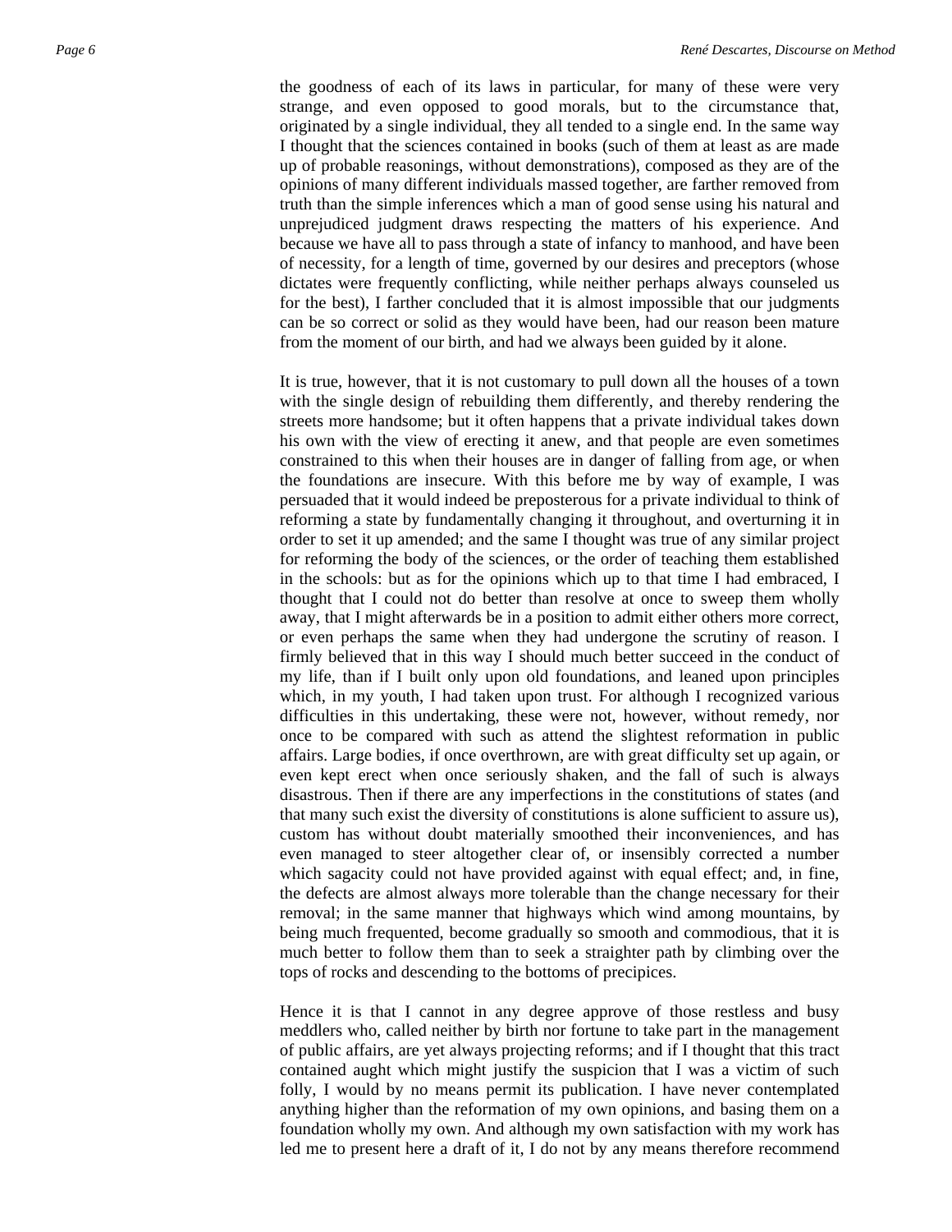the goodness of each of its laws in particular, for many of these were very strange, and even opposed to good morals, but to the circumstance that, originated by a single individual, they all tended to a single end. In the same way I thought that the sciences contained in books (such of them at least as are made up of probable reasonings, without demonstrations), composed as they are of the opinions of many different individuals massed together, are farther removed from truth than the simple inferences which a man of good sense using his natural and unprejudiced judgment draws respecting the matters of his experience. And because we have all to pass through a state of infancy to manhood, and have been of necessity, for a length of time, governed by our desires and preceptors (whose dictates were frequently conflicting, while neither perhaps always counseled us for the best), I farther concluded that it is almost impossible that our judgments can be so correct or solid as they would have been, had our reason been mature from the moment of our birth, and had we always been guided by it alone.

It is true, however, that it is not customary to pull down all the houses of a town with the single design of rebuilding them differently, and thereby rendering the streets more handsome; but it often happens that a private individual takes down his own with the view of erecting it anew, and that people are even sometimes constrained to this when their houses are in danger of falling from age, or when the foundations are insecure. With this before me by way of example, I was persuaded that it would indeed be preposterous for a private individual to think of reforming a state by fundamentally changing it throughout, and overturning it in order to set it up amended; and the same I thought was true of any similar project for reforming the body of the sciences, or the order of teaching them established in the schools: but as for the opinions which up to that time I had embraced, I thought that I could not do better than resolve at once to sweep them wholly away, that I might afterwards be in a position to admit either others more correct, or even perhaps the same when they had undergone the scrutiny of reason. I firmly believed that in this way I should much better succeed in the conduct of my life, than if I built only upon old foundations, and leaned upon principles which, in my youth, I had taken upon trust. For although I recognized various difficulties in this undertaking, these were not, however, without remedy, nor once to be compared with such as attend the slightest reformation in public affairs. Large bodies, if once overthrown, are with great difficulty set up again, or even kept erect when once seriously shaken, and the fall of such is always disastrous. Then if there are any imperfections in the constitutions of states (and that many such exist the diversity of constitutions is alone sufficient to assure us), custom has without doubt materially smoothed their inconveniences, and has even managed to steer altogether clear of, or insensibly corrected a number which sagacity could not have provided against with equal effect; and, in fine, the defects are almost always more tolerable than the change necessary for their removal; in the same manner that highways which wind among mountains, by being much frequented, become gradually so smooth and commodious, that it is much better to follow them than to seek a straighter path by climbing over the tops of rocks and descending to the bottoms of precipices.

Hence it is that I cannot in any degree approve of those restless and busy meddlers who, called neither by birth nor fortune to take part in the management of public affairs, are yet always projecting reforms; and if I thought that this tract contained aught which might justify the suspicion that I was a victim of such folly, I would by no means permit its publication. I have never contemplated anything higher than the reformation of my own opinions, and basing them on a foundation wholly my own. And although my own satisfaction with my work has led me to present here a draft of it, I do not by any means therefore recommend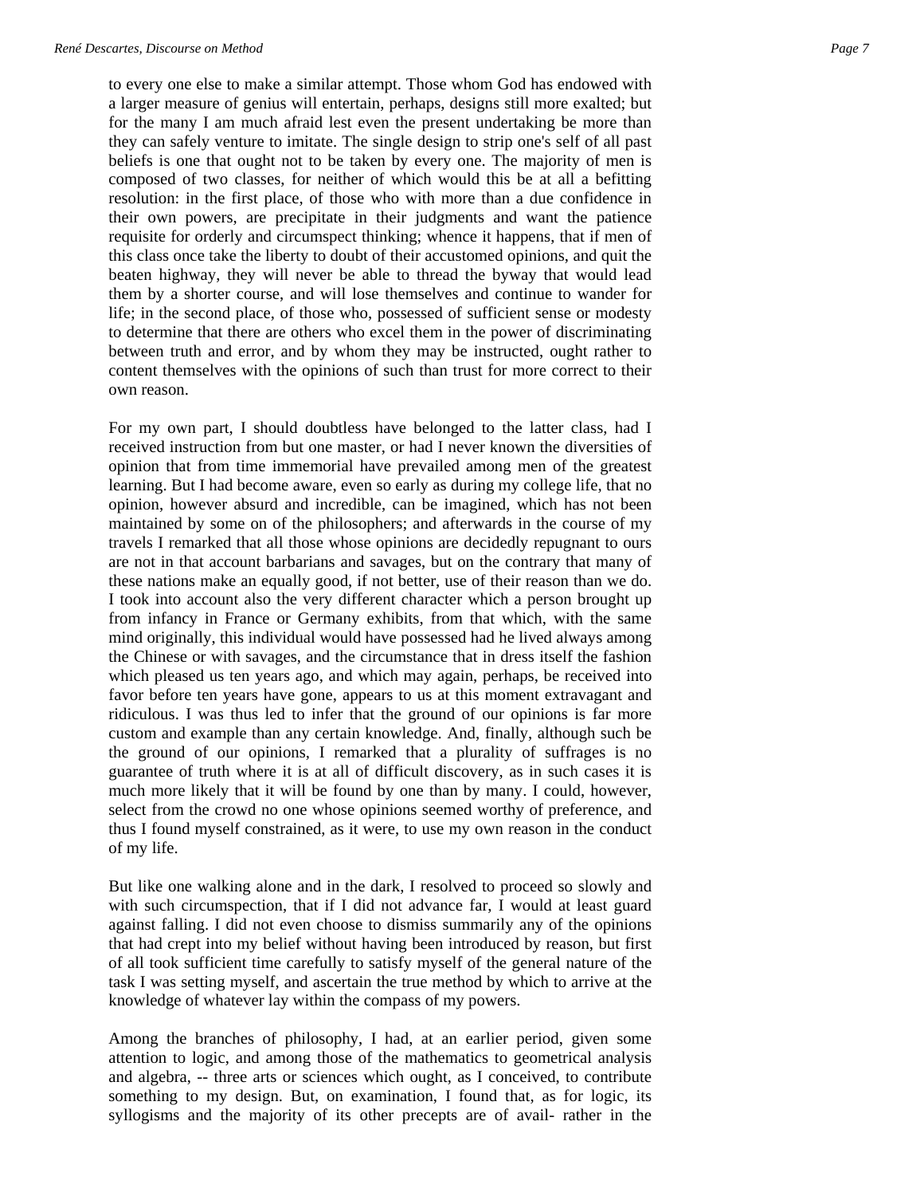to every one else to make a similar attempt. Those whom God has endowed with a larger measure of genius will entertain, perhaps, designs still more exalted; but for the many I am much afraid lest even the present undertaking be more than they can safely venture to imitate. The single design to strip one's self of all past beliefs is one that ought not to be taken by every one. The majority of men is composed of two classes, for neither of which would this be at all a befitting resolution: in the first place, of those who with more than a due confidence in their own powers, are precipitate in their judgments and want the patience requisite for orderly and circumspect thinking; whence it happens, that if men of this class once take the liberty to doubt of their accustomed opinions, and quit the beaten highway, they will never be able to thread the byway that would lead them by a shorter course, and will lose themselves and continue to wander for life; in the second place, of those who, possessed of sufficient sense or modesty to determine that there are others who excel them in the power of discriminating between truth and error, and by whom they may be instructed, ought rather to content themselves with the opinions of such than trust for more correct to their own reason.

For my own part, I should doubtless have belonged to the latter class, had I received instruction from but one master, or had I never known the diversities of opinion that from time immemorial have prevailed among men of the greatest learning. But I had become aware, even so early as during my college life, that no opinion, however absurd and incredible, can be imagined, which has not been maintained by some on of the philosophers; and afterwards in the course of my travels I remarked that all those whose opinions are decidedly repugnant to ours are not in that account barbarians and savages, but on the contrary that many of these nations make an equally good, if not better, use of their reason than we do. I took into account also the very different character which a person brought up from infancy in France or Germany exhibits, from that which, with the same mind originally, this individual would have possessed had he lived always among the Chinese or with savages, and the circumstance that in dress itself the fashion which pleased us ten years ago, and which may again, perhaps, be received into favor before ten years have gone, appears to us at this moment extravagant and ridiculous. I was thus led to infer that the ground of our opinions is far more custom and example than any certain knowledge. And, finally, although such be the ground of our opinions, I remarked that a plurality of suffrages is no guarantee of truth where it is at all of difficult discovery, as in such cases it is much more likely that it will be found by one than by many. I could, however, select from the crowd no one whose opinions seemed worthy of preference, and thus I found myself constrained, as it were, to use my own reason in the conduct of my life.

But like one walking alone and in the dark, I resolved to proceed so slowly and with such circumspection, that if I did not advance far, I would at least guard against falling. I did not even choose to dismiss summarily any of the opinions that had crept into my belief without having been introduced by reason, but first of all took sufficient time carefully to satisfy myself of the general nature of the task I was setting myself, and ascertain the true method by which to arrive at the knowledge of whatever lay within the compass of my powers.

Among the branches of philosophy, I had, at an earlier period, given some attention to logic, and among those of the mathematics to geometrical analysis and algebra, -- three arts or sciences which ought, as I conceived, to contribute something to my design. But, on examination, I found that, as for logic, its syllogisms and the majority of its other precepts are of avail- rather in the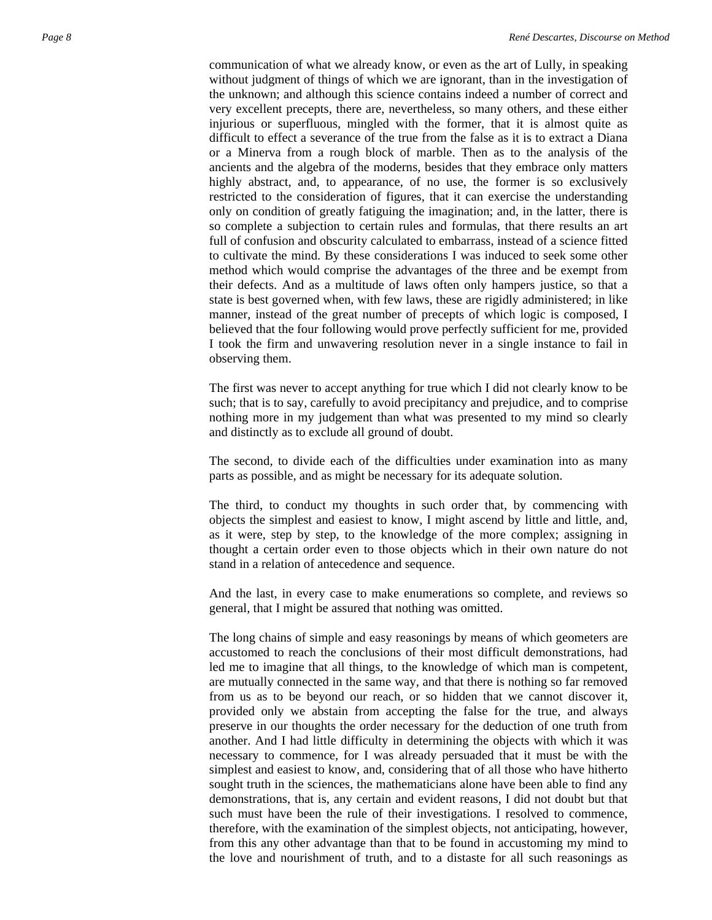communication of what we already know, or even as the art of Lully, in speaking without judgment of things of which we are ignorant, than in the investigation of the unknown; and although this science contains indeed a number of correct and very excellent precepts, there are, nevertheless, so many others, and these either injurious or superfluous, mingled with the former, that it is almost quite as difficult to effect a severance of the true from the false as it is to extract a Diana or a Minerva from a rough block of marble. Then as to the analysis of the ancients and the algebra of the moderns, besides that they embrace only matters highly abstract, and, to appearance, of no use, the former is so exclusively restricted to the consideration of figures, that it can exercise the understanding only on condition of greatly fatiguing the imagination; and, in the latter, there is so complete a subjection to certain rules and formulas, that there results an art full of confusion and obscurity calculated to embarrass, instead of a science fitted to cultivate the mind. By these considerations I was induced to seek some other method which would comprise the advantages of the three and be exempt from their defects. And as a multitude of laws often only hampers justice, so that a state is best governed when, with few laws, these are rigidly administered; in like manner, instead of the great number of precepts of which logic is composed, I believed that the four following would prove perfectly sufficient for me, provided I took the firm and unwavering resolution never in a single instance to fail in observing them.

The first was never to accept anything for true which I did not clearly know to be such; that is to say, carefully to avoid precipitancy and prejudice, and to comprise nothing more in my judgement than what was presented to my mind so clearly and distinctly as to exclude all ground of doubt.

The second, to divide each of the difficulties under examination into as many parts as possible, and as might be necessary for its adequate solution.

The third, to conduct my thoughts in such order that, by commencing with objects the simplest and easiest to know, I might ascend by little and little, and, as it were, step by step, to the knowledge of the more complex; assigning in thought a certain order even to those objects which in their own nature do not stand in a relation of antecedence and sequence.

And the last, in every case to make enumerations so complete, and reviews so general, that I might be assured that nothing was omitted.

The long chains of simple and easy reasonings by means of which geometers are accustomed to reach the conclusions of their most difficult demonstrations, had led me to imagine that all things, to the knowledge of which man is competent, are mutually connected in the same way, and that there is nothing so far removed from us as to be beyond our reach, or so hidden that we cannot discover it, provided only we abstain from accepting the false for the true, and always preserve in our thoughts the order necessary for the deduction of one truth from another. And I had little difficulty in determining the objects with which it was necessary to commence, for I was already persuaded that it must be with the simplest and easiest to know, and, considering that of all those who have hitherto sought truth in the sciences, the mathematicians alone have been able to find any demonstrations, that is, any certain and evident reasons, I did not doubt but that such must have been the rule of their investigations. I resolved to commence, therefore, with the examination of the simplest objects, not anticipating, however, from this any other advantage than that to be found in accustoming my mind to the love and nourishment of truth, and to a distaste for all such reasonings as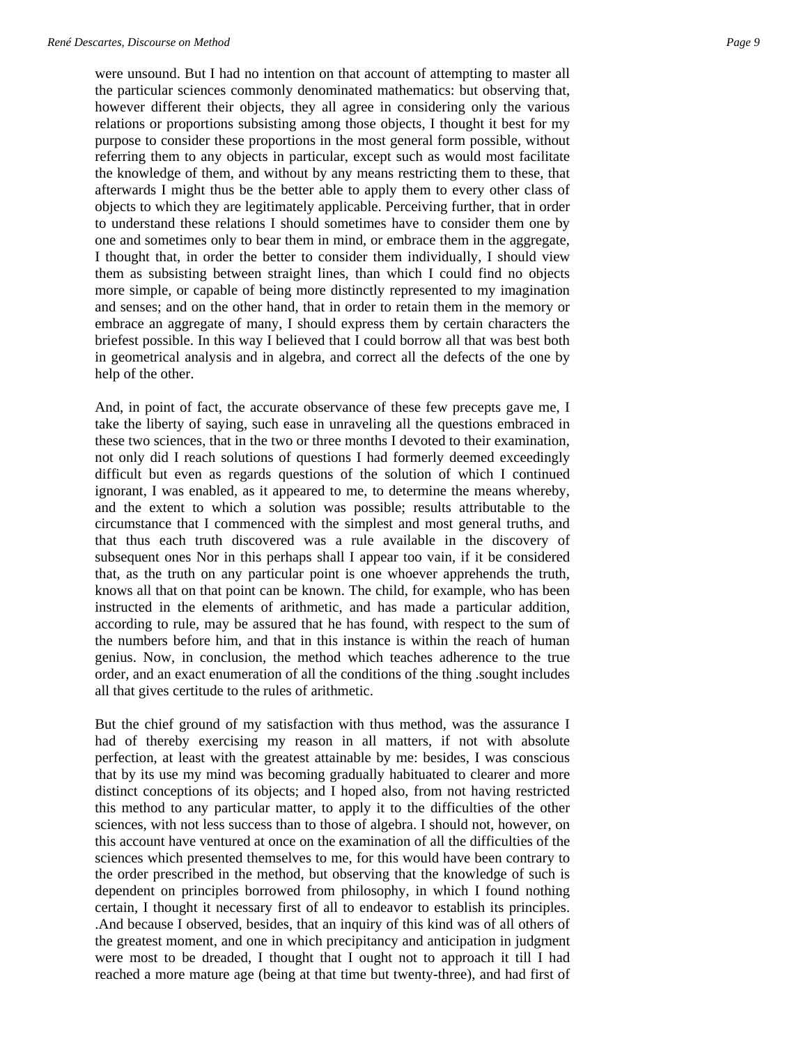were unsound. But I had no intention on that account of attempting to master all the particular sciences commonly denominated mathematics: but observing that, however different their objects, they all agree in considering only the various relations or proportions subsisting among those objects, I thought it best for my purpose to consider these proportions in the most general form possible, without referring them to any objects in particular, except such as would most facilitate the knowledge of them, and without by any means restricting them to these, that afterwards I might thus be the better able to apply them to every other class of objects to which they are legitimately applicable. Perceiving further, that in order to understand these relations I should sometimes have to consider them one by one and sometimes only to bear them in mind, or embrace them in the aggregate, I thought that, in order the better to consider them individually, I should view them as subsisting between straight lines, than which I could find no objects more simple, or capable of being more distinctly represented to my imagination and senses; and on the other hand, that in order to retain them in the memory or embrace an aggregate of many, I should express them by certain characters the briefest possible. In this way I believed that I could borrow all that was best both in geometrical analysis and in algebra, and correct all the defects of the one by help of the other.

And, in point of fact, the accurate observance of these few precepts gave me, I take the liberty of saying, such ease in unraveling all the questions embraced in these two sciences, that in the two or three months I devoted to their examination, not only did I reach solutions of questions I had formerly deemed exceedingly difficult but even as regards questions of the solution of which I continued ignorant, I was enabled, as it appeared to me, to determine the means whereby, and the extent to which a solution was possible; results attributable to the circumstance that I commenced with the simplest and most general truths, and that thus each truth discovered was a rule available in the discovery of subsequent ones Nor in this perhaps shall I appear too vain, if it be considered that, as the truth on any particular point is one whoever apprehends the truth, knows all that on that point can be known. The child, for example, who has been instructed in the elements of arithmetic, and has made a particular addition, according to rule, may be assured that he has found, with respect to the sum of the numbers before him, and that in this instance is within the reach of human genius. Now, in conclusion, the method which teaches adherence to the true order, and an exact enumeration of all the conditions of the thing .sought includes all that gives certitude to the rules of arithmetic.

But the chief ground of my satisfaction with thus method, was the assurance I had of thereby exercising my reason in all matters, if not with absolute perfection, at least with the greatest attainable by me: besides, I was conscious that by its use my mind was becoming gradually habituated to clearer and more distinct conceptions of its objects; and I hoped also, from not having restricted this method to any particular matter, to apply it to the difficulties of the other sciences, with not less success than to those of algebra. I should not, however, on this account have ventured at once on the examination of all the difficulties of the sciences which presented themselves to me, for this would have been contrary to the order prescribed in the method, but observing that the knowledge of such is dependent on principles borrowed from philosophy, in which I found nothing certain, I thought it necessary first of all to endeavor to establish its principles. .And because I observed, besides, that an inquiry of this kind was of all others of the greatest moment, and one in which precipitancy and anticipation in judgment were most to be dreaded, I thought that I ought not to approach it till I had reached a more mature age (being at that time but twenty-three), and had first of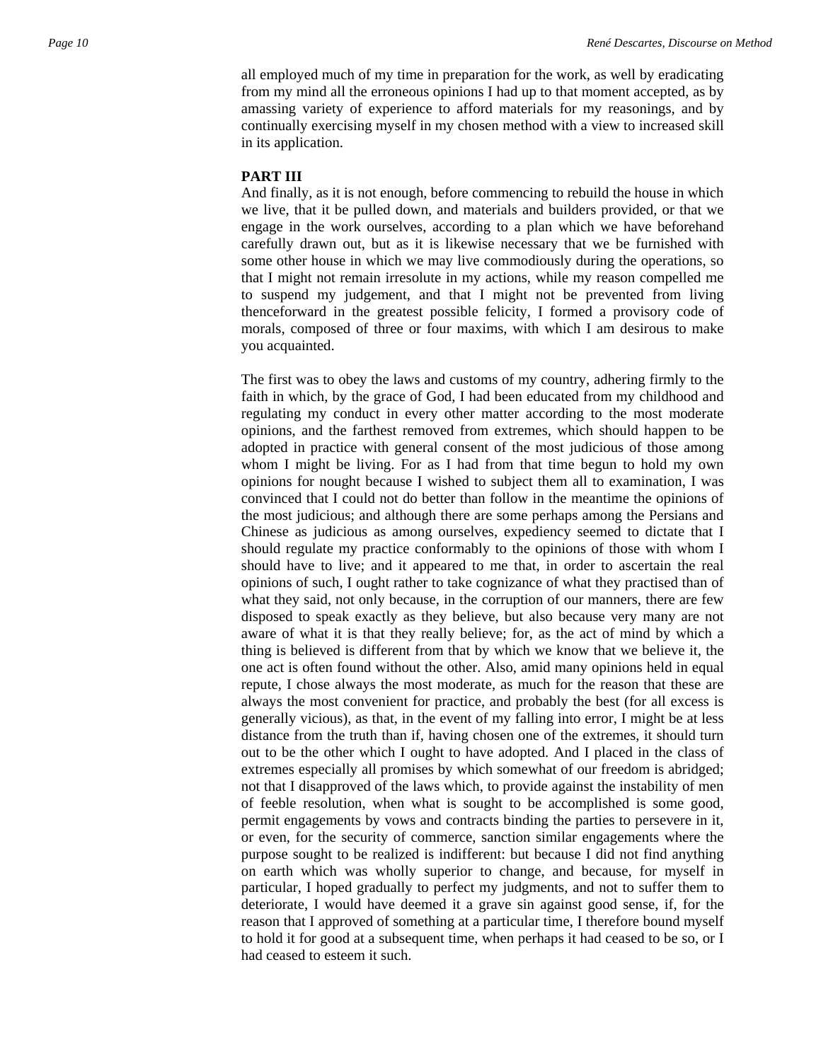all employed much of my time in preparation for the work, as well by eradicating from my mind all the erroneous opinions I had up to that moment accepted, as by amassing variety of experience to afford materials for my reasonings, and by continually exercising myself in my chosen method with a view to increased skill in its application.

## PART III

And finally, as it is not enough, before commencing to rebuild the house in which we live, that it be pulled down, and materials and builders provided, or that we engage in the work ourselves, according to a plan which we have beforehand carefully drawn out, but as it is likewise necessary that we be furnished with some other house in which we may live commodiously during the operations, so that I might not remain irresolute in my actions, while my reason compelled me to suspend my judgement, and that I might not be prevented from living thenceforward in the greatest possible felicity, I formed a provisory code of morals, composed of three or four maxims, with which I am desirous to make you acquainted.

The first was to obey the laws and customs of my country, adhering firmly to the faith in which, by the grace of God, I had been educated from my childhood and regulating my conduct in every other matter according to the most moderate opinions, and the farthest removed from extremes, which should happen to be adopted in practice with general consent of the most judicious of those among whom I might be living. For as I had from that time begun to hold my own opinions for nought because I wished to subject them all to examination, I was convinced that I could not do better than follow in the meantime the opinions of the most judicious; and although there are some perhaps among the Persians and Chinese as judicious as among ourselves, expediency seemed to dictate that I should regulate my practice conformably to the opinions of those with whom I should have to live; and it appeared to me that, in order to ascertain the real opinions of such, I ought rather to take cognizance of what they practised than of what they said, not only because, in the corruption of our manners, there are few disposed to speak exactly as they believe, but also because very many are not aware of what it is that they really believe; for, as the act of mind by which a thing is believed is different from that by which we know that we believe it, the one act is often found without the other. Also, amid many opinions held in equal repute, I chose always the most moderate, as much for the reason that these are always the most convenient for practice, and probably the best (for all excess is generally vicious), as that, in the event of my falling into error, I might be at less distance from the truth than if, having chosen one of the extremes, it should turn out to be the other which I ought to have adopted. And I placed in the class of extremes especially all promises by which somewhat of our freedom is abridged; not that I disapproved of the laws which, to provide against the instability of men of feeble resolution, when what is sought to be accomplished is some good, permit engagements by vows and contracts binding the parties to persevere in it, or even, for the security of commerce, sanction similar engagements where the purpose sought to be realized is indifferent: but because I did not find anything on earth which was wholly superior to change, and because, for myself in particular, I hoped gradually to perfect my judgments, and not to suffer them to deteriorate, I would have deemed it a grave sin against good sense, if, for the reason that I approved of something at a particular time, I therefore bound myself to hold it for good at a subsequent time, when perhaps it had ceased to be so, or I had ceased to esteem it such.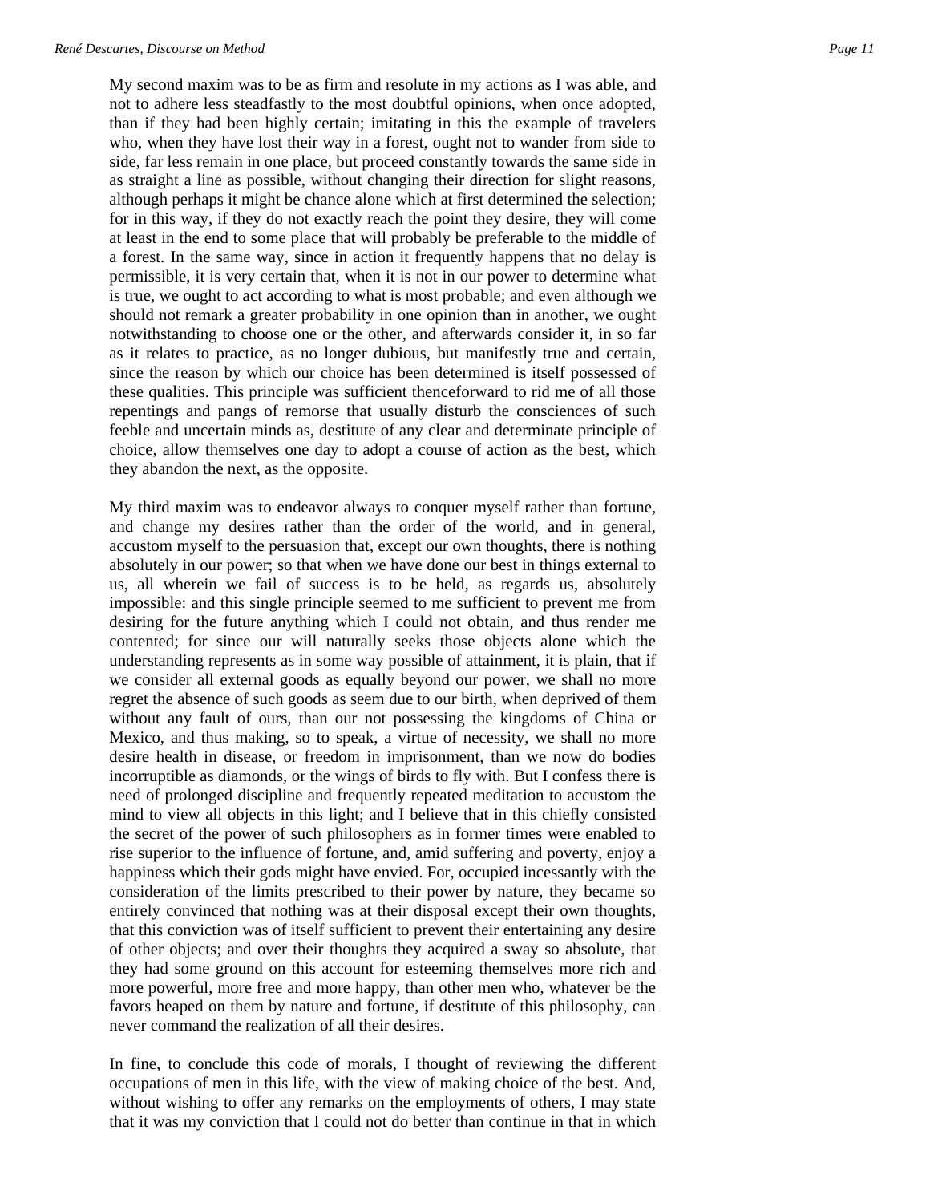My second maxim was to be as firm and resolute in my actions as I was able, and not to adhere less steadfastly to the most doubtful opinions, when once adopted, than if they had been highly certain; imitating in this the example of travelers who, when they have lost their way in a forest, ought not to wander from side to side, far less remain in one place, but proceed constantly towards the same side in as straight a line as possible, without changing their direction for slight reasons, although perhaps it might be chance alone which at first determined the selection; for in this way, if they do not exactly reach the point they desire, they will come at least in the end to some place that will probably be preferable to the middle of a forest. In the same way, since in action it frequently happens that no delay is permissible, it is very certain that, when it is not in our power to determine what is true, we ought to act according to what is most probable; and even although we should not remark a greater probability in one opinion than in another, we ought notwithstanding to choose one or the other, and afterwards consider it, in so far as it relates to practice, as no longer dubious, but manifestly true and certain, since the reason by which our choice has been determined is itself possessed of these qualities. This principle was sufficient thenceforward to rid me of all those repentings and pangs of remorse that usually disturb the consciences of such feeble and uncertain minds as, destitute of any clear and determinate principle of choice, allow themselves one day to adopt a course of action as the best, which they abandon the next, as the opposite.

My third maxim was to endeavor always to conquer myself rather than fortune, and change my desires rather than the order of the world, and in general, accustom myself to the persuasion that, except our own thoughts, there is nothing absolutely in our power; so that when we have done our best in things external to us, all wherein we fail of success is to be held, as regards us, absolutely impossible: and this single principle seemed to me sufficient to prevent me from desiring for the future anything which I could not obtain, and thus render me contented; for since our will naturally seeks those objects alone which the understanding represents as in some way possible of attainment, it is plain, that if we consider all external goods as equally beyond our power, we shall no more regret the absence of such goods as seem due to our birth, when deprived of them without any fault of ours, than our not possessing the kingdoms of China or Mexico, and thus making, so to speak, a virtue of necessity, we shall no more desire health in disease, or freedom in imprisonment, than we now do bodies incorruptible as diamonds, or the wings of birds to fly with. But I confess there is need of prolonged discipline and frequently repeated meditation to accustom the mind to view all objects in this light; and I believe that in this chiefly consisted the secret of the power of such philosophers as in former times were enabled to rise superior to the influence of fortune, and, amid suffering and poverty, enjoy a happiness which their gods might have envied. For, occupied incessantly with the consideration of the limits prescribed to their power by nature, they became so entirely convinced that nothing was at their disposal except their own thoughts, that this conviction was of itself sufficient to prevent their entertaining any desire of other objects; and over their thoughts they acquired a sway so absolute, that they had some ground on this account for esteeming themselves more rich and more powerful, more free and more happy, than other men who, whatever be the favors heaped on them by nature and fortune, if destitute of this philosophy, can never command the realization of all their desires.

In fine, to conclude this code of morals, I thought of reviewing the different occupations of men in this life, with the view of making choice of the best. And, without wishing to offer any remarks on the employments of others, I may state that it was my conviction that I could not do better than continue in that in which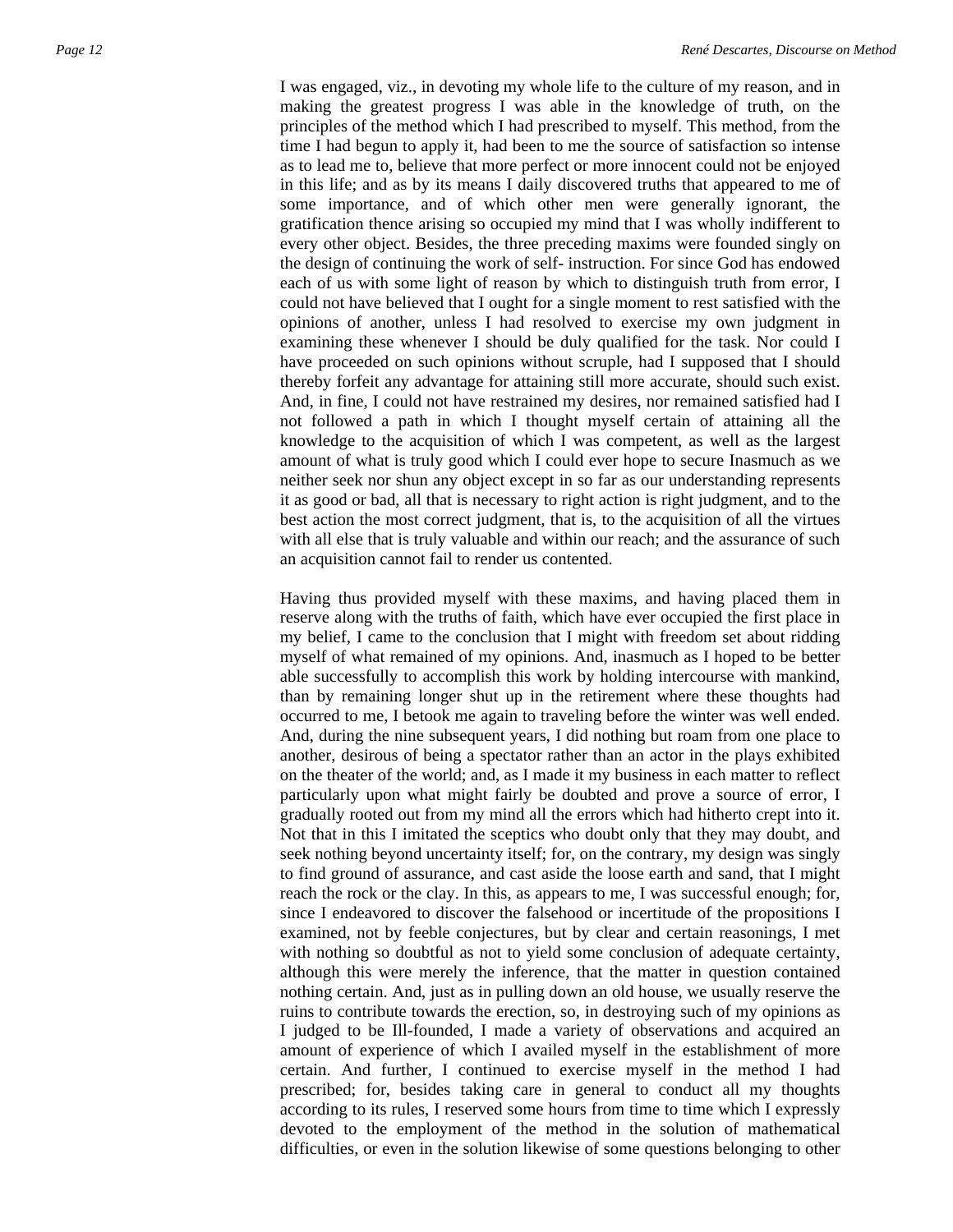I was engaged, viz., in devoting my whole life to the culture of my reason, and in making the greatest progress I was able in the knowledge of truth, on the principles of the method which I had prescribed to myself. This method, from the time I had begun to apply it, had been to me the source of satisfaction so intense as to lead me to, believe that more perfect or more innocent could not be enjoyed in this life; and as by its means I daily discovered truths that appeared to me of some importance, and of which other men were generally ignorant, the gratification thence arising so occupied my mind that I was wholly indifferent to every other object. Besides, the three preceding maxims were founded singly on the design of continuing the work of self- instruction. For since God has endowed each of us with some light of reason by which to distinguish truth from error, I could not have believed that I ought for a single moment to rest satisfied with the opinions of another, unless I had resolved to exercise my own judgment in examining these whenever I should be duly qualified for the task. Nor could I have proceeded on such opinions without scruple, had I supposed that I should thereby forfeit any advantage for attaining still more accurate, should such exist. And, in fine, I could not have restrained my desires, nor remained satisfied had I not followed a path in which I thought myself certain of attaining all the knowledge to the acquisition of which I was competent, as well as the largest amount of what is truly good which I could ever hope to secure Inasmuch as we neither seek nor shun any object except in so far as our understanding represents it as good or bad, all that is necessary to right action is right judgment, and to the best action the most correct judgment, that is, to the acquisition of all the virtues with all else that is truly valuable and within our reach; and the assurance of such an acquisition cannot fail to render us contented.

Having thus provided myself with these maxims, and having placed them in reserve along with the truths of faith, which have ever occupied the first place in my belief, I came to the conclusion that I might with freedom set about ridding myself of what remained of my opinions. And, inasmuch as I hoped to be better able successfully to accomplish this work by holding intercourse with mankind, than by remaining longer shut up in the retirement where these thoughts had occurred to me, I betook me again to traveling before the winter was well ended. And, during the nine subsequent years, I did nothing but roam from one place to another, desirous of being a spectator rather than an actor in the plays exhibited on the theater of the world; and, as I made it my business in each matter to reflect particularly upon what might fairly be doubted and prove a source of error, I gradually rooted out from my mind all the errors which had hitherto crept into it. Not that in this I imitated the sceptics who doubt only that they may doubt, and seek nothing beyond uncertainty itself; for, on the contrary, my design was singly to find ground of assurance, and cast aside the loose earth and sand, that I might reach the rock or the clay. In this, as appears to me, I was successful enough; for, since I endeavored to discover the falsehood or incertitude of the propositions I examined, not by feeble conjectures, but by clear and certain reasonings, I met with nothing so doubtful as not to yield some conclusion of adequate certainty, although this were merely the inference, that the matter in question contained nothing certain. And, just as in pulling down an old house, we usually reserve the ruins to contribute towards the erection, so, in destroying such of my opinions as I judged to be Ill-founded, I made a variety of observations and acquired an amount of experience of which I availed myself in the establishment of more certain. And further, I continued to exercise myself in the method I had prescribed; for, besides taking care in general to conduct all my thoughts according to its rules, I reserved some hours from time to time which I expressly devoted to the employment of the method in the solution of mathematical difficulties, or even in the solution likewise of some questions belonging to other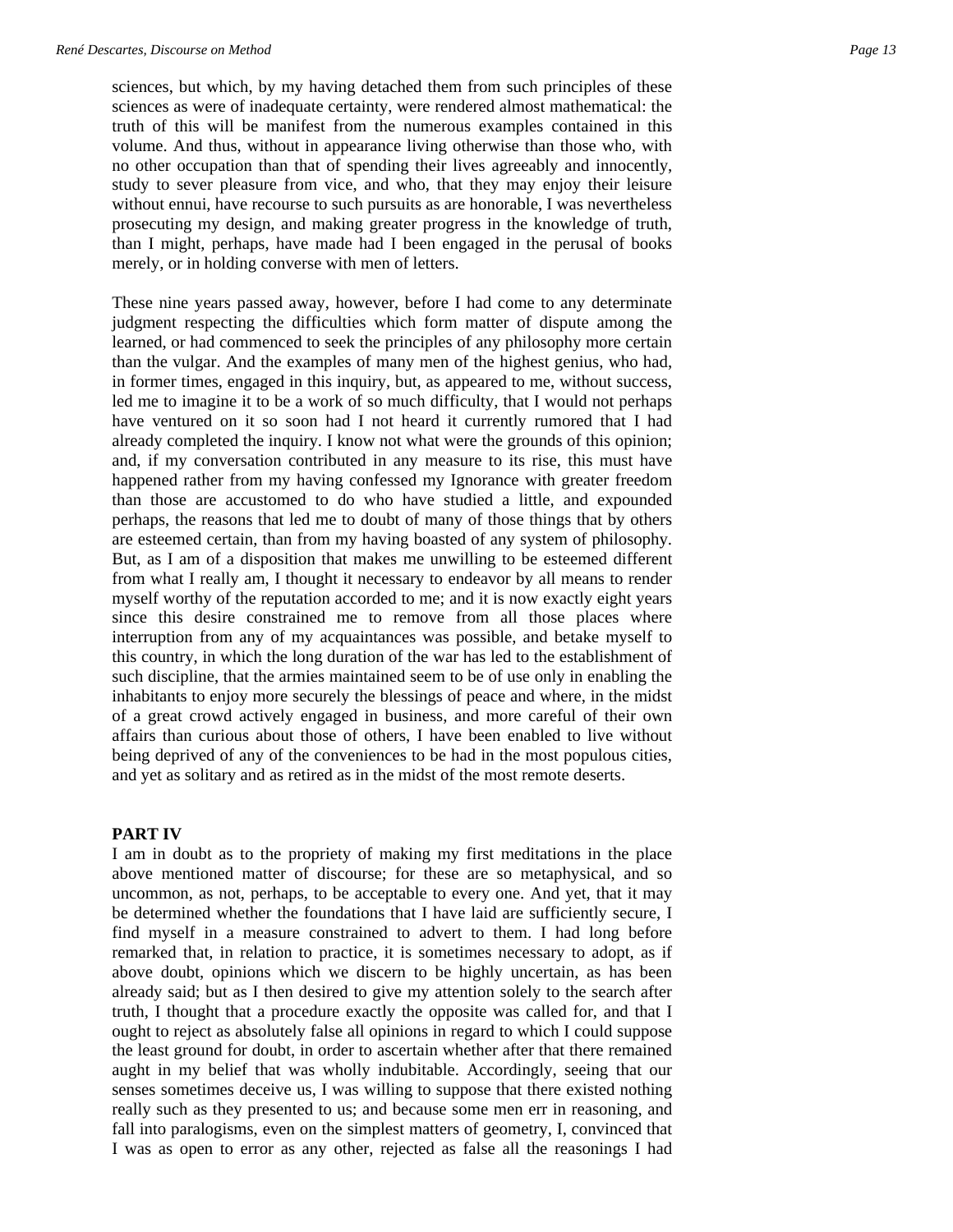sciences, but which, by my having detached them from such principles of these sciences as were of inadequate certainty, were rendered almost mathematical: the truth of this will be manifest from the numerous examples contained in this volume. And thus, without in appearance living otherwise than those who, with no other occupation than that of spending their lives agreeably and innocently, study to sever pleasure from vice, and who, that they may enjoy their leisure without ennui, have recourse to such pursuits as are honorable, I was nevertheless prosecuting my design, and making greater progress in the knowledge of truth, than I might, perhaps, have made had I been engaged in the perusal of books merely, or in holding converse with men of letters.

These nine years passed away, however, before I had come to any determinate judgment respecting the difficulties which form matter of dispute among the learned, or had commenced to seek the principles of any philosophy more certain than the vulgar. And the examples of many men of the highest genius, who had, in former times, engaged in this inquiry, but, as appeared to me, without success, led me to imagine it to be a work of so much difficulty, that I would not perhaps have ventured on it so soon had I not heard it currently rumored that I had already completed the inquiry. I know not what were the grounds of this opinion; and, if my conversation contributed in any measure to its rise, this must have happened rather from my having confessed my Ignorance with greater freedom than those are accustomed to do who have studied a little, and expounded perhaps, the reasons that led me to doubt of many of those things that by others are esteemed certain, than from my having boasted of any system of philosophy. But, as I am of a disposition that makes me unwilling to be esteemed different from what I really am, I thought it necessary to endeavor by all means to render myself worthy of the reputation accorded to me; and it is now exactly eight years since this desire constrained me to remove from all those places where interruption from any of my acquaintances was possible, and betake myself to this country, in which the long duration of the war has led to the establishment of such discipline, that the armies maintained seem to be of use only in enabling the inhabitants to enjoy more securely the blessings of peace and where, in the midst of a great crowd actively engaged in business, and more careful of their own affairs than curious about those of others, I have been enabled to live without being deprived of any of the conveniences to be had in the most populous cities, and yet as solitary and as retired as in the midst of the most remote deserts.

## PART IV

I am in doubt as to the propriety of making my first meditations in the place above mentioned matter of discourse; for these are so metaphysical, and so uncommon, as not, perhaps, to be acceptable to every one. And yet, that it may be determined whether the foundations that I have laid are sufficiently secure, I find myself in a measure constrained to advert to them. I had long before remarked that, in relation to practice, it is sometimes necessary to adopt, as if above doubt, opinions which we discern to be highly uncertain, as has been already said; but as I then desired to give my attention solely to the search after truth, I thought that a procedure exactly the opposite was called for, and that I ought to reject as absolutely false all opinions in regard to which I could suppose the least ground for doubt, in order to ascertain whether after that there remained aught in my belief that was wholly indubitable. Accordingly, seeing that our senses sometimes deceive us, I was willing to suppose that there existed nothing really such as they presented to us; and because some men err in reasoning, and fall into paralogisms, even on the simplest matters of geometry, I, convinced that I was as open to error as any other, rejected as false all the reasonings I had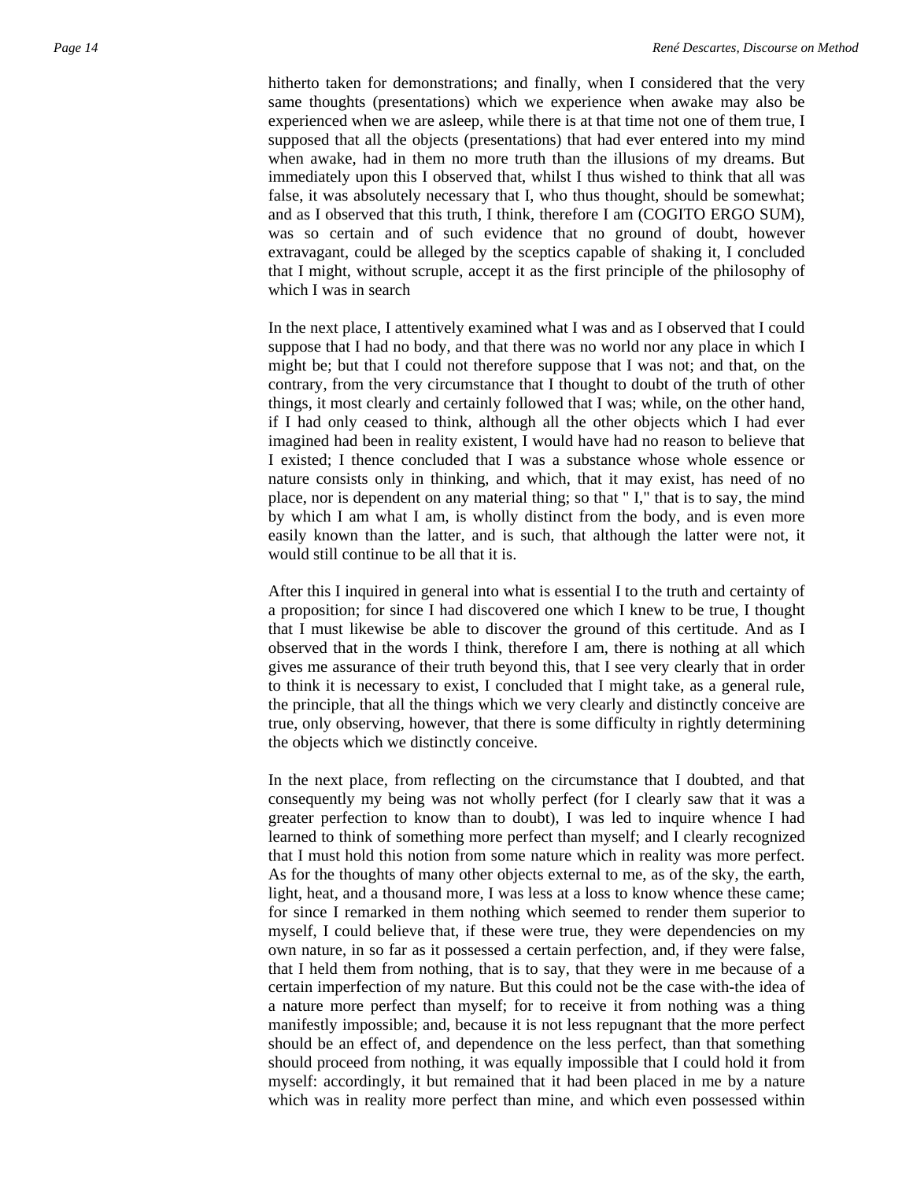hitherto taken for demonstrations; and finally, when I considered that the very same thoughts (presentations) which we experience when awake may also be experienced when we are asleep, while there is at that time not one of them true, I supposed that all the objects (presentations) that had ever entered into my mind when awake, had in them no more truth than the illusions of my dreams. But immediately upon this I observed that, whilst I thus wished to think that all was false, it was absolutely necessary that I, who thus thought, should be somewhat; and as I observed that this truth, I think, therefore I am (COGITO ERGO SUM), was so certain and of such evidence that no ground of doubt, however extravagant, could be alleged by the sceptics capable of shaking it, I concluded that I might, without scruple, accept it as the first principle of the philosophy of which I was in search

In the next place, I attentively examined what I was and as I observed that I could suppose that I had no body, and that there was no world nor any place in which I might be; but that I could not therefore suppose that I was not; and that, on the contrary, from the very circumstance that I thought to doubt of the truth of other things, it most clearly and certainly followed that I was; while, on the other hand, if I had only ceased to think, although all the other objects which I had ever imagined had been in reality existent, I would have had no reason to believe that I existed; I thence concluded that I was a substance whose whole essence or nature consists only in thinking, and which, that it may exist, has need of no place, nor is dependent on any material thing; so that " I," that is to say, the mind by which I am what I am, is wholly distinct from the body, and is even more easily known than the latter, and is such, that although the latter were not, it would still continue to be all that it is.

After this I inquired in general into what is essential I to the truth and certainty of a proposition; for since I had discovered one which I knew to be true, I thought that I must likewise be able to discover the ground of this certitude. And as I observed that in the words I think, therefore I am, there is nothing at all which gives me assurance of their truth beyond this, that I see very clearly that in order to think it is necessary to exist, I concluded that I might take, as a general rule, the principle, that all the things which we very clearly and distinctly conceive are true, only observing, however, that there is some difficulty in rightly determining the objects which we distinctly conceive.

In the next place, from reflecting on the circumstance that I doubted, and that consequently my being was not wholly perfect (for I clearly saw that it was a greater perfection to know than to doubt), I was led to inquire whence I had learned to think of something more perfect than myself; and I clearly recognized that I must hold this notion from some nature which in reality was more perfect. As for the thoughts of many other objects external to me, as of the sky, the earth, light, heat, and a thousand more, I was less at a loss to know whence these came; for since I remarked in them nothing which seemed to render them superior to myself, I could believe that, if these were true, they were dependencies on my own nature, in so far as it possessed a certain perfection, and, if they were false, that I held them from nothing, that is to say, that they were in me because of a certain imperfection of my nature. But this could not be the case with-the idea of a nature more perfect than myself; for to receive it from nothing was a thing manifestly impossible; and, because it is not less repugnant that the more perfect should be an effect of, and dependence on the less perfect, than that something should proceed from nothing, it was equally impossible that I could hold it from myself: accordingly, it but remained that it had been placed in me by a nature which was in reality more perfect than mine, and which even possessed within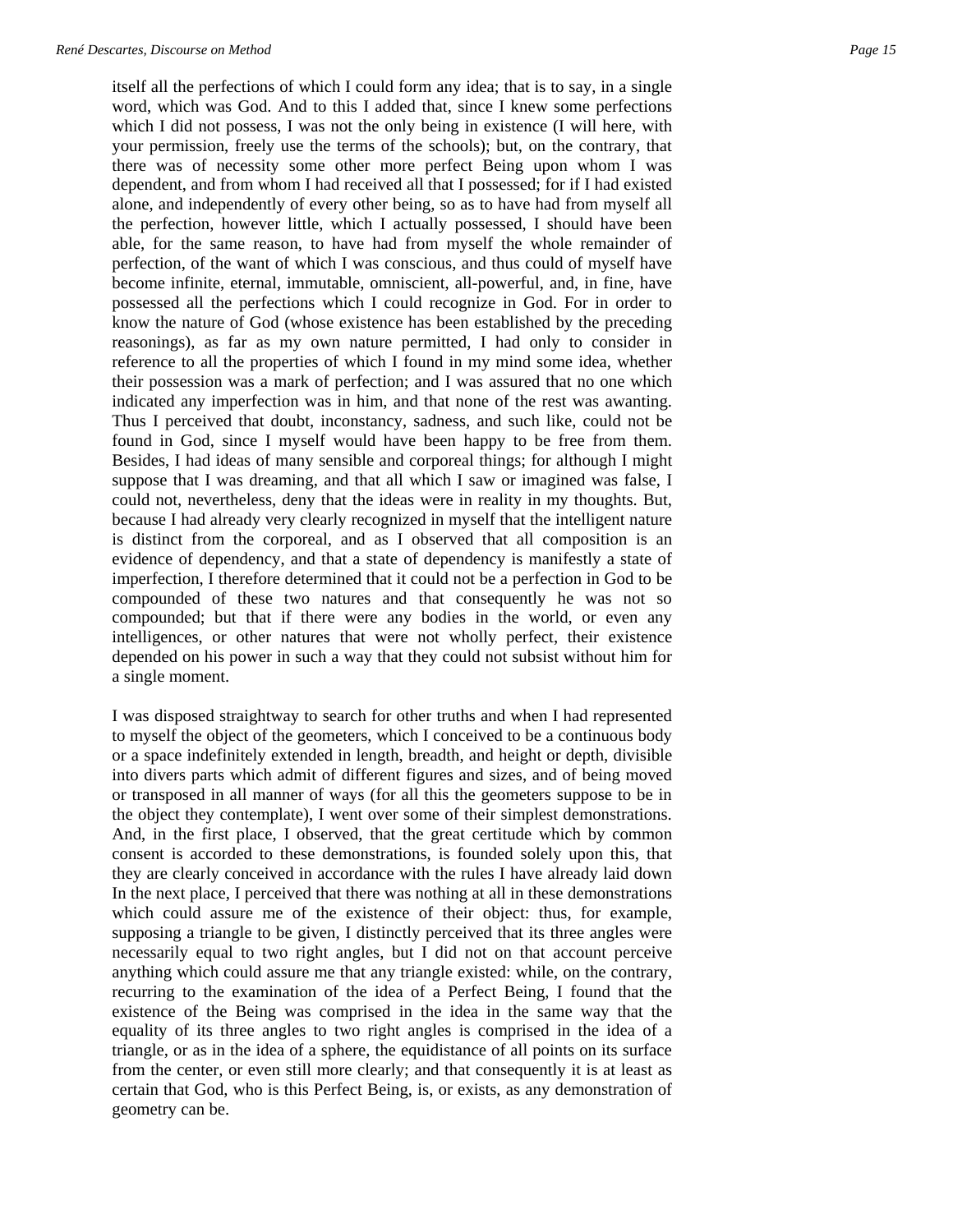itself all the perfections of which I could form any idea; that is to say, in a single word, which was God. And to this I added that, since I knew some perfections which I did not possess, I was not the only being in existence (I will here, with your permission, freely use the terms of the schools); but, on the contrary, that there was of necessity some other more perfect Being upon whom I was dependent, and from whom I had received all that I possessed; for if I had existed alone, and independently of every other being, so as to have had from myself all the perfection, however little, which I actually possessed, I should have been able, for the same reason, to have had from myself the whole remainder of perfection, of the want of which I was conscious, and thus could of myself have become infinite, eternal, immutable, omniscient, all-powerful, and, in fine, have possessed all the perfections which I could recognize in God. For in order to know the nature of God (whose existence has been established by the preceding reasonings), as far as my own nature permitted, I had only to consider in reference to all the properties of which I found in my mind some idea, whether their possession was a mark of perfection; and I was assured that no one which indicated any imperfection was in him, and that none of the rest was awanting. Thus I perceived that doubt, inconstancy, sadness, and such like, could not be found in God, since I myself would have been happy to be free from them. Besides, I had ideas of many sensible and corporeal things; for although I might suppose that I was dreaming, and that all which I saw or imagined was false, I could not, nevertheless, deny that the ideas were in reality in my thoughts. But, because I had already very clearly recognized in myself that the intelligent nature is distinct from the corporeal, and as I observed that all composition is an evidence of dependency, and that a state of dependency is manifestly a state of imperfection, I therefore determined that it could not be a perfection in God to be compounded of these two natures and that consequently he was not so compounded; but that if there were any bodies in the world, or even any intelligences, or other natures that were not wholly perfect, their existence depended on his power in such a way that they could not subsist without him for a single moment.

I was disposed straightway to search for other truths and when I had represented to myself the object of the geometers, which I conceived to be a continuous body or a space indefinitely extended in length, breadth, and height or depth, divisible into divers parts which admit of different figures and sizes, and of being moved or transposed in all manner of ways (for all this the geometers suppose to be in the object they contemplate), I went over some of their simplest demonstrations. And, in the first place, I observed, that the great certitude which by common consent is accorded to these demonstrations, is founded solely upon this, that they are clearly conceived in accordance with the rules I have already laid down In the next place, I perceived that there was nothing at all in these demonstrations which could assure me of the existence of their object: thus, for example, supposing a triangle to be given, I distinctly perceived that its three angles were necessarily equal to two right angles, but I did not on that account perceive anything which could assure me that any triangle existed: while, on the contrary, recurring to the examination of the idea of a Perfect Being, I found that the existence of the Being was comprised in the idea in the same way that the equality of its three angles to two right angles is comprised in the idea of a triangle, or as in the idea of a sphere, the equidistance of all points on its surface from the center, or even still more clearly; and that consequently it is at least as certain that God, who is this Perfect Being, is, or exists, as any demonstration of geometry can be.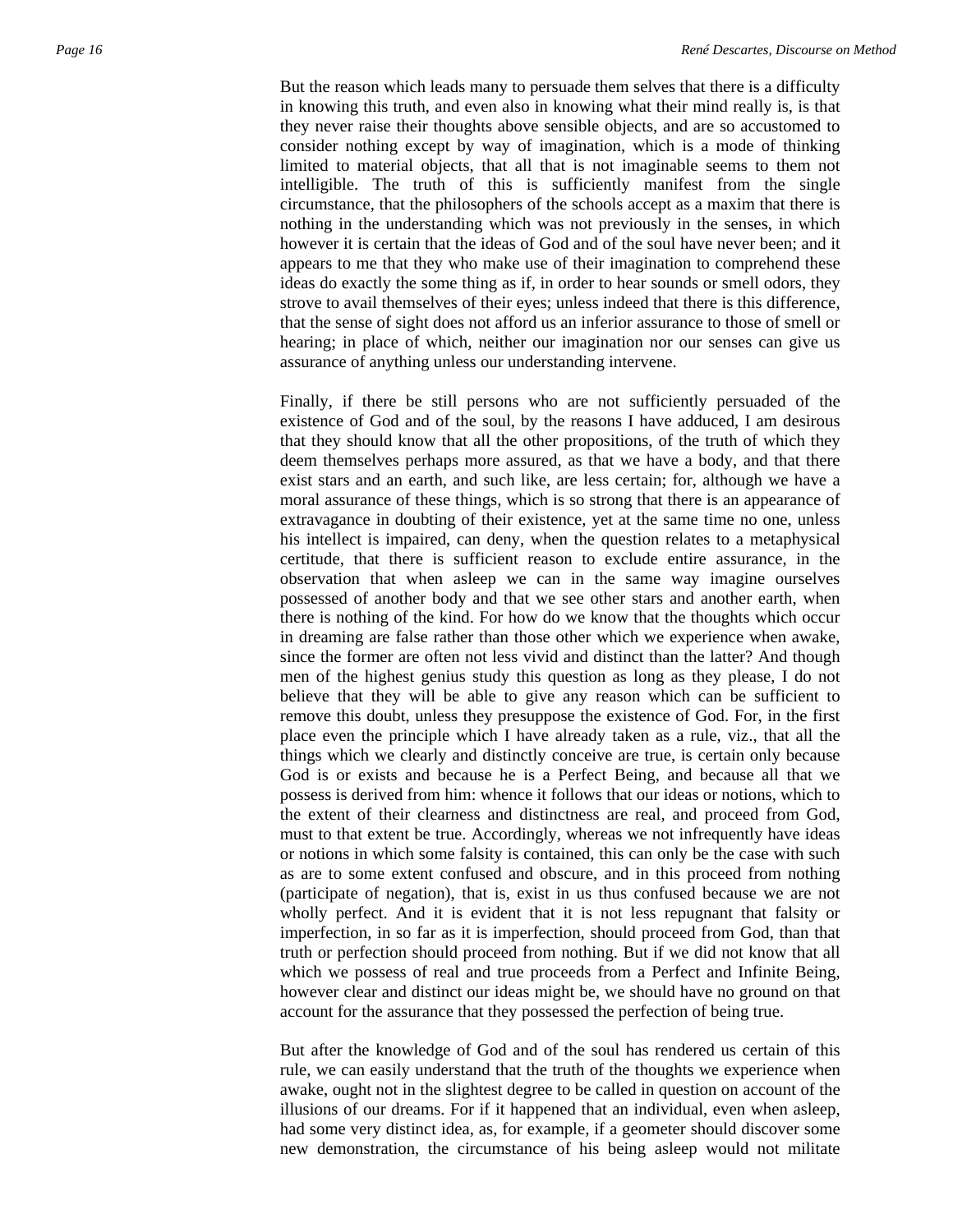But the reason which leads many to persuade them selves that there is a difficulty in knowing this truth, and even also in knowing what their mind really is, is that they never raise their thoughts above sensible objects, and are so accustomed to consider nothing except by way of imagination, which is a mode of thinking limited to material objects, that all that is not imaginable seems to them not intelligible. The truth of this is sufficiently manifest from the single circumstance, that the philosophers of the schools accept as a maxim that there is nothing in the understanding which was not previously in the senses, in which however it is certain that the ideas of God and of the soul have never been; and it appears to me that they who make use of their imagination to comprehend these ideas do exactly the some thing as if, in order to hear sounds or smell odors, they strove to avail themselves of their eyes; unless indeed that there is this difference, that the sense of sight does not afford us an inferior assurance to those of smell or hearing; in place of which, neither our imagination nor our senses can give us assurance of anything unless our understanding intervene.

Finally, if there be still persons who are not sufficiently persuaded of the existence of God and of the soul, by the reasons I have adduced, I am desirous that they should know that all the other propositions, of the truth of which they deem themselves perhaps more assured, as that we have a body, and that there exist stars and an earth, and such like, are less certain; for, although we have a moral assurance of these things, which is so strong that there is an appearance of extravagance in doubting of their existence, yet at the same time no one, unless his intellect is impaired, can deny, when the question relates to a metaphysical certitude, that there is sufficient reason to exclude entire assurance, in the observation that when asleep we can in the same way imagine ourselves possessed of another body and that we see other stars and another earth, when there is nothing of the kind. For how do we know that the thoughts which occur in dreaming are false rather than those other which we experience when awake, since the former are often not less vivid and distinct than the latter? And though men of the highest genius study this question as long as they please, I do not believe that they will be able to give any reason which can be sufficient to remove this doubt, unless they presuppose the existence of God. For, in the first place even the principle which I have already taken as a rule, viz., that all the things which we clearly and distinctly conceive are true, is certain only because God is or exists and because he is a Perfect Being, and because all that we possess is derived from him: whence it follows that our ideas or notions, which to the extent of their clearness and distinctness are real, and proceed from God, must to that extent be true. Accordingly, whereas we not infrequently have ideas or notions in which some falsity is contained, this can only be the case with such as are to some extent confused and obscure, and in this proceed from nothing (participate of negation), that is, exist in us thus confused because we are not wholly perfect. And it is evident that it is not less repugnant that falsity or imperfection, in so far as it is imperfection, should proceed from God, than that truth or perfection should proceed from nothing. But if we did not know that all which we possess of real and true proceeds from a Perfect and Infinite Being, however clear and distinct our ideas might be, we should have no ground on that account for the assurance that they possessed the perfection of being true.

But after the knowledge of God and of the soul has rendered us certain of this rule, we can easily understand that the truth of the thoughts we experience when awake, ought not in the slightest degree to be called in question on account of the illusions of our dreams. For if it happened that an individual, even when asleep, had some very distinct idea, as, for example, if a geometer should discover some new demonstration, the circumstance of his being asleep would not militate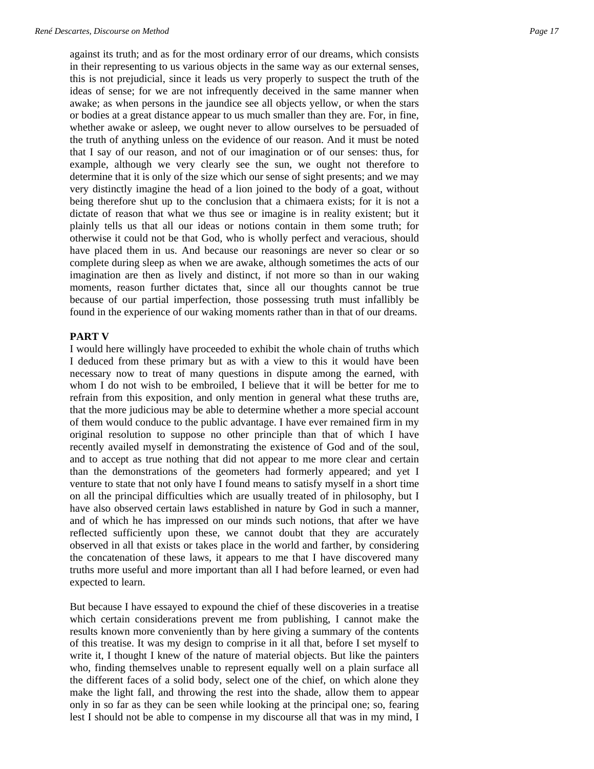against its truth; and as for the most ordinary error of our dreams, which consists in their representing to us various objects in the same way as our external senses, this is not prejudicial, since it leads us very properly to suspect the truth of the ideas of sense; for we are not infrequently deceived in the same manner when awake; as when persons in the jaundice see all objects yellow, or when the stars or bodies at a great distance appear to us much smaller than they are. For, in fine, whether awake or asleep, we ought never to allow ourselves to be persuaded of the truth of anything unless on the evidence of our reason. And it must be noted that I say of our reason, and not of our imagination or of our senses: thus, for example, although we very clearly see the sun, we ought not therefore to determine that it is only of the size which our sense of sight presents; and we may very distinctly imagine the head of a lion joined to the body of a goat, without being therefore shut up to the conclusion that a chimaera exists; for it is not a dictate of reason that what we thus see or imagine is in reality existent; but it plainly tells us that all our ideas or notions contain in them some truth; for otherwise it could not be that God, who is wholly perfect and veracious, should have placed them in us. And because our reasonings are never so clear or so complete during sleep as when we are awake, although sometimes the acts of our imagination are then as lively and distinct, if not more so than in our waking moments, reason further dictates that, since all our thoughts cannot be true because of our partial imperfection, those possessing truth must infallibly be found in the experience of our waking moments rather than in that of our dreams.

## PART V

I would here willingly have proceeded to exhibit the whole chain of truths which I deduced from these primary but as with a view to this it would have been necessary now to treat of many questions in dispute among the earned, with whom I do not wish to be embroiled, I believe that it will be better for me to refrain from this exposition, and only mention in general what these truths are, that the more judicious may be able to determine whether a more special account of them would conduce to the public advantage. I have ever remained firm in my original resolution to suppose no other principle than that of which I have recently availed myself in demonstrating the existence of God and of the soul, and to accept as true nothing that did not appear to me more clear and certain than the demonstrations of the geometers had formerly appeared; and yet I venture to state that not only have I found means to satisfy myself in a short time on all the principal difficulties which are usually treated of in philosophy, but I have also observed certain laws established in nature by God in such a manner, and of which he has impressed on our minds such notions, that after we have reflected sufficiently upon these, we cannot doubt that they are accurately observed in all that exists or takes place in the world and farther, by considering the concatenation of these laws, it appears to me that I have discovered many truths more useful and more important than all I had before learned, or even had expected to learn.

But because I have essayed to expound the chief of these discoveries in a treatise which certain considerations prevent me from publishing, I cannot make the results known more conveniently than by here giving a summary of the contents of this treatise. It was my design to comprise in it all that, before I set myself to write it, I thought I knew of the nature of material objects. But like the painters who, finding themselves unable to represent equally well on a plain surface all the different faces of a solid body, select one of the chief, on which alone they make the light fall, and throwing the rest into the shade, allow them to appear only in so far as they can be seen while looking at the principal one; so, fearing lest I should not be able to compense in my discourse all that was in my mind, I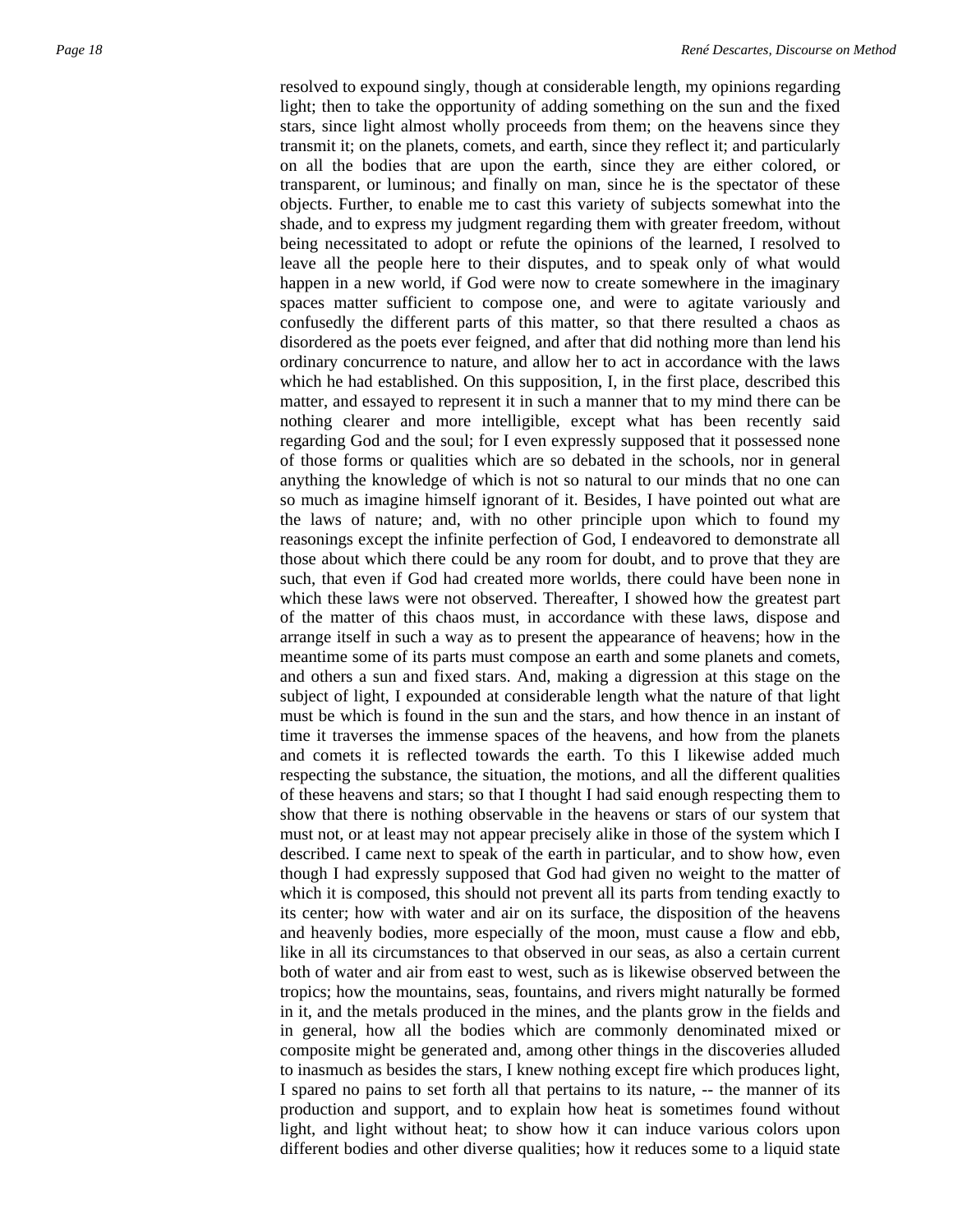resolved to expound singly, though at considerable length, my opinions regarding light; then to take the opportunity of adding something on the sun and the fixed stars, since light almost wholly proceeds from them; on the heavens since they transmit it; on the planets, comets, and earth, since they reflect it; and particularly on all the bodies that are upon the earth, since they are either colored, or transparent, or luminous; and finally on man, since he is the spectator of these objects. Further, to enable me to cast this variety of subjects somewhat into the shade, and to express my judgment regarding them with greater freedom, without being necessitated to adopt or refute the opinions of the learned, I resolved to leave all the people here to their disputes, and to speak only of what would happen in a new world, if God were now to create somewhere in the imaginary spaces matter sufficient to compose one, and were to agitate variously and confusedly the different parts of this matter, so that there resulted a chaos as disordered as the poets ever feigned, and after that did nothing more than lend his ordinary concurrence to nature, and allow her to act in accordance with the laws which he had established. On this supposition, I, in the first place, described this matter, and essayed to represent it in such a manner that to my mind there can be nothing clearer and more intelligible, except what has been recently said regarding God and the soul; for I even expressly supposed that it possessed none of those forms or qualities which are so debated in the schools, nor in general anything the knowledge of which is not so natural to our minds that no one can so much as imagine himself ignorant of it. Besides, I have pointed out what are the laws of nature; and, with no other principle upon which to found my reasonings except the infinite perfection of God, I endeavored to demonstrate all those about which there could be any room for doubt, and to prove that they are such, that even if God had created more worlds, there could have been none in which these laws were not observed. Thereafter, I showed how the greatest part of the matter of this chaos must, in accordance with these laws, dispose and arrange itself in such a way as to present the appearance of heavens; how in the meantime some of its parts must compose an earth and some planets and comets, and others a sun and fixed stars. And, making a digression at this stage on the subject of light, I expounded at considerable length what the nature of that light must be which is found in the sun and the stars, and how thence in an instant of time it traverses the immense spaces of the heavens, and how from the planets and comets it is reflected towards the earth. To this I likewise added much respecting the substance, the situation, the motions, and all the different qualities of these heavens and stars; so that I thought I had said enough respecting them to show that there is nothing observable in the heavens or stars of our system that must not, or at least may not appear precisely alike in those of the system which I described. I came next to speak of the earth in particular, and to show how, even though I had expressly supposed that God had given no weight to the matter of which it is composed, this should not prevent all its parts from tending exactly to its center; how with water and air on its surface, the disposition of the heavens and heavenly bodies, more especially of the moon, must cause a flow and ebb, like in all its circumstances to that observed in our seas, as also a certain current both of water and air from east to west, such as is likewise observed between the tropics; how the mountains, seas, fountains, and rivers might naturally be formed in it, and the metals produced in the mines, and the plants grow in the fields and in general, how all the bodies which are commonly denominated mixed or composite might be generated and, among other things in the discoveries alluded to inasmuch as besides the stars, I knew nothing except fire which produces light, I spared no pains to set forth all that pertains to its nature, -- the manner of its production and support, and to explain how heat is sometimes found without light, and light without heat; to show how it can induce various colors upon different bodies and other diverse qualities; how it reduces some to a liquid state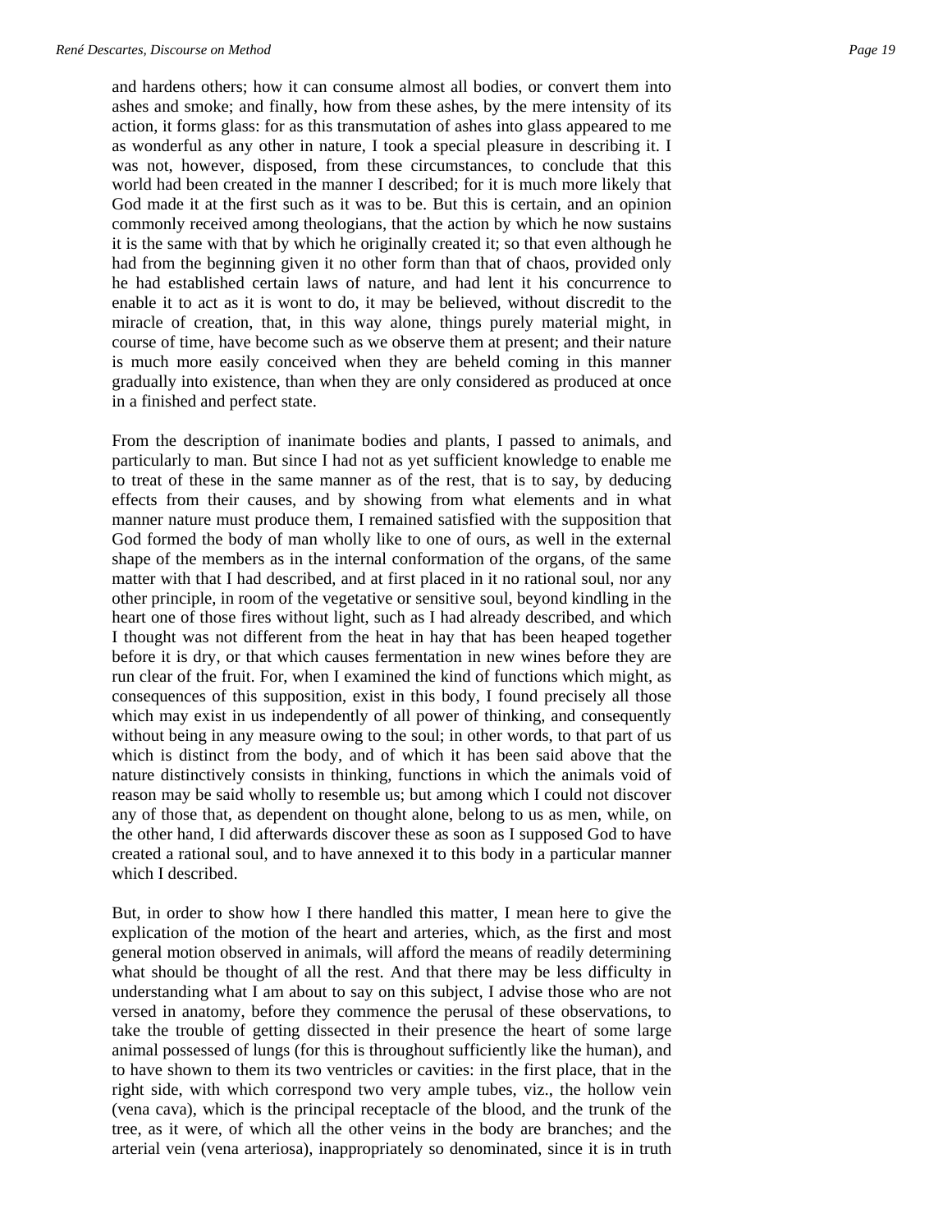and hardens others; how it can consume almost all bodies, or convert them into ashes and smoke; and finally, how from these ashes, by the mere intensity of its action, it forms glass: for as this transmutation of ashes into glass appeared to me as wonderful as any other in nature, I took a special pleasure in describing it. I was not, however, disposed, from these circumstances, to conclude that this world had been created in the manner I described; for it is much more likely that God made it at the first such as it was to be. But this is certain, and an opinion commonly received among theologians, that the action by which he now sustains it is the same with that by which he originally created it; so that even although he had from the beginning given it no other form than that of chaos, provided only he had established certain laws of nature, and had lent it his concurrence to enable it to act as it is wont to do, it may be believed, without discredit to the miracle of creation, that, in this way alone, things purely material might, in course of time, have become such as we observe them at present; and their nature is much more easily conceived when they are beheld coming in this manner gradually into existence, than when they are only considered as produced at once in a finished and perfect state.

From the description of inanimate bodies and plants, I passed to animals, and particularly to man. But since I had not as yet sufficient knowledge to enable me to treat of these in the same manner as of the rest, that is to say, by deducing effects from their causes, and by showing from what elements and in what manner nature must produce them, I remained satisfied with the supposition that God formed the body of man wholly like to one of ours, as well in the external shape of the members as in the internal conformation of the organs, of the same matter with that I had described, and at first placed in it no rational soul, nor any other principle, in room of the vegetative or sensitive soul, beyond kindling in the heart one of those fires without light, such as I had already described, and which I thought was not different from the heat in hay that has been heaped together before it is dry, or that which causes fermentation in new wines before they are run clear of the fruit. For, when I examined the kind of functions which might, as consequences of this supposition, exist in this body, I found precisely all those which may exist in us independently of all power of thinking, and consequently without being in any measure owing to the soul; in other words, to that part of us which is distinct from the body, and of which it has been said above that the nature distinctively consists in thinking, functions in which the animals void of reason may be said wholly to resemble us; but among which I could not discover any of those that, as dependent on thought alone, belong to us as men, while, on the other hand, I did afterwards discover these as soon as I supposed God to have created a rational soul, and to have annexed it to this body in a particular manner which I described.

But, in order to show how I there handled this matter, I mean here to give the explication of the motion of the heart and arteries, which, as the first and most general motion observed in animals, will afford the means of readily determining what should be thought of all the rest. And that there may be less difficulty in understanding what I am about to say on this subject, I advise those who are not versed in anatomy, before they commence the perusal of these observations, to take the trouble of getting dissected in their presence the heart of some large animal possessed of lungs (for this is throughout sufficiently like the human), and to have shown to them its two ventricles or cavities: in the first place, that in the right side, with which correspond two very ample tubes, viz., the hollow vein (vena cava), which is the principal receptacle of the blood, and the trunk of the tree, as it were, of which all the other veins in the body are branches; and the arterial vein (vena arteriosa), inappropriately so denominated, since it is in truth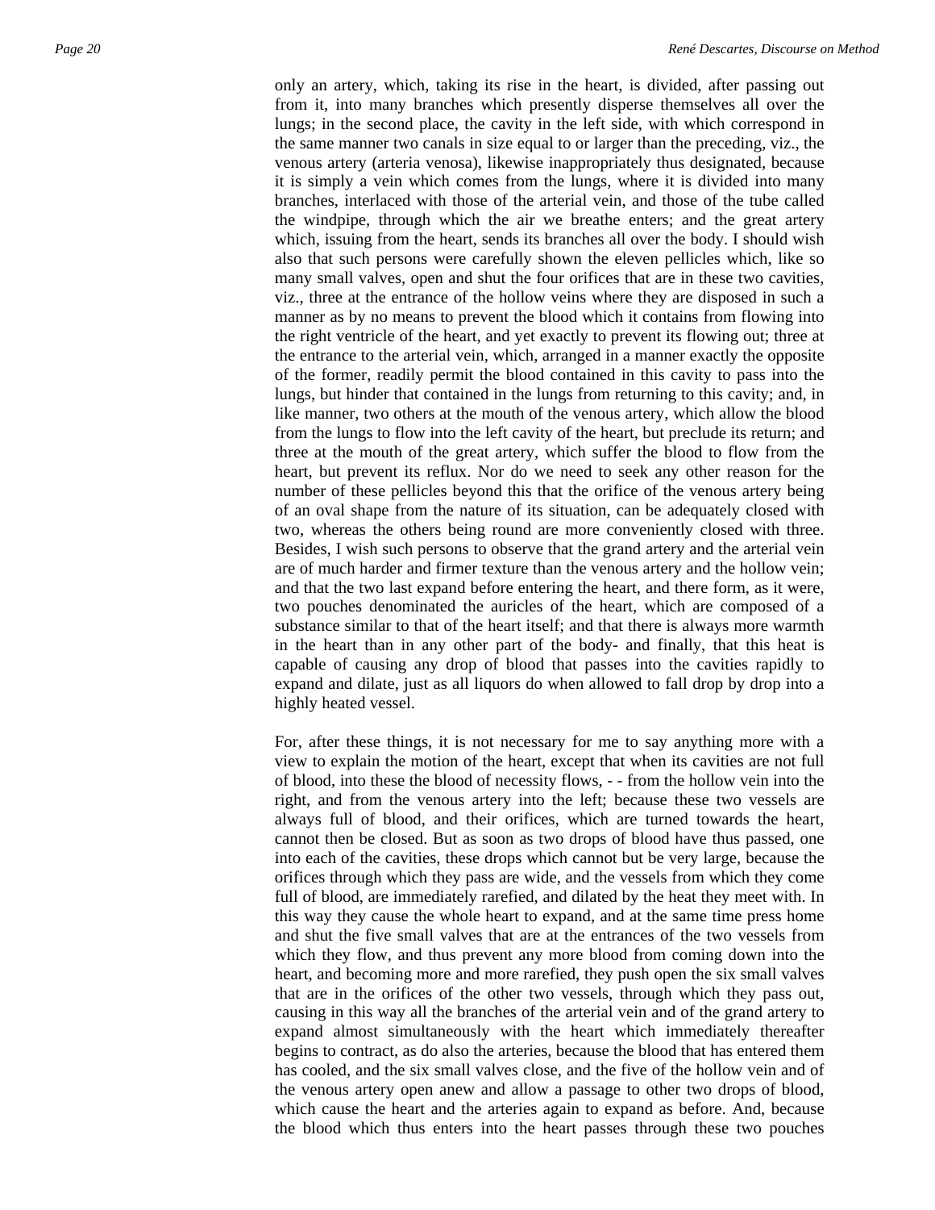only an artery, which, taking its rise in the heart, is divided, after passing out from it, into many branches which presently disperse themselves all over the lungs; in the second place, the cavity in the left side, with which correspond in the same manner two canals in size equal to or larger than the preceding, viz., the venous artery (arteria venosa), likewise inappropriately thus designated, because it is simply a vein which comes from the lungs, where it is divided into many branches, interlaced with those of the arterial vein, and those of the tube called the windpipe, through which the air we breathe enters; and the great artery which, issuing from the heart, sends its branches all over the body. I should wish also that such persons were carefully shown the eleven pellicles which, like so many small valves, open and shut the four orifices that are in these two cavities, viz., three at the entrance of the hollow veins where they are disposed in such a manner as by no means to prevent the blood which it contains from flowing into the right ventricle of the heart, and yet exactly to prevent its flowing out; three at the entrance to the arterial vein, which, arranged in a manner exactly the opposite of the former, readily permit the blood contained in this cavity to pass into the lungs, but hinder that contained in the lungs from returning to this cavity; and, in like manner, two others at the mouth of the venous artery, which allow the blood from the lungs to flow into the left cavity of the heart, but preclude its return; and three at the mouth of the great artery, which suffer the blood to flow from the heart, but prevent its reflux. Nor do we need to seek any other reason for the number of these pellicles beyond this that the orifice of the venous artery being of an oval shape from the nature of its situation, can be adequately closed with two, whereas the others being round are more conveniently closed with three. Besides, I wish such persons to observe that the grand artery and the arterial vein are of much harder and firmer texture than the venous artery and the hollow vein; and that the two last expand before entering the heart, and there form, as it were, two pouches denominated the auricles of the heart, which are composed of a substance similar to that of the heart itself; and that there is always more warmth in the heart than in any other part of the body- and finally, that this heat is capable of causing any drop of blood that passes into the cavities rapidly to expand and dilate, just as all liquors do when allowed to fall drop by drop into a highly heated vessel.

For, after these things, it is not necessary for me to say anything more with a view to explain the motion of the heart, except that when its cavities are not full of blood, into these the blood of necessity flows, - - from the hollow vein into the right, and from the venous artery into the left; because these two vessels are always full of blood, and their orifices, which are turned towards the heart, cannot then be closed. But as soon as two drops of blood have thus passed, one into each of the cavities, these drops which cannot but be very large, because the orifices through which they pass are wide, and the vessels from which they come full of blood, are immediately rarefied, and dilated by the heat they meet with. In this way they cause the whole heart to expand, and at the same time press home and shut the five small valves that are at the entrances of the two vessels from which they flow, and thus prevent any more blood from coming down into the heart, and becoming more and more rarefied, they push open the six small valves that are in the orifices of the other two vessels, through which they pass out, causing in this way all the branches of the arterial vein and of the grand artery to expand almost simultaneously with the heart which immediately thereafter begins to contract, as do also the arteries, because the blood that has entered them has cooled, and the six small valves close, and the five of the hollow vein and of the venous artery open anew and allow a passage to other two drops of blood, which cause the heart and the arteries again to expand as before. And, because the blood which thus enters into the heart passes through these two pouches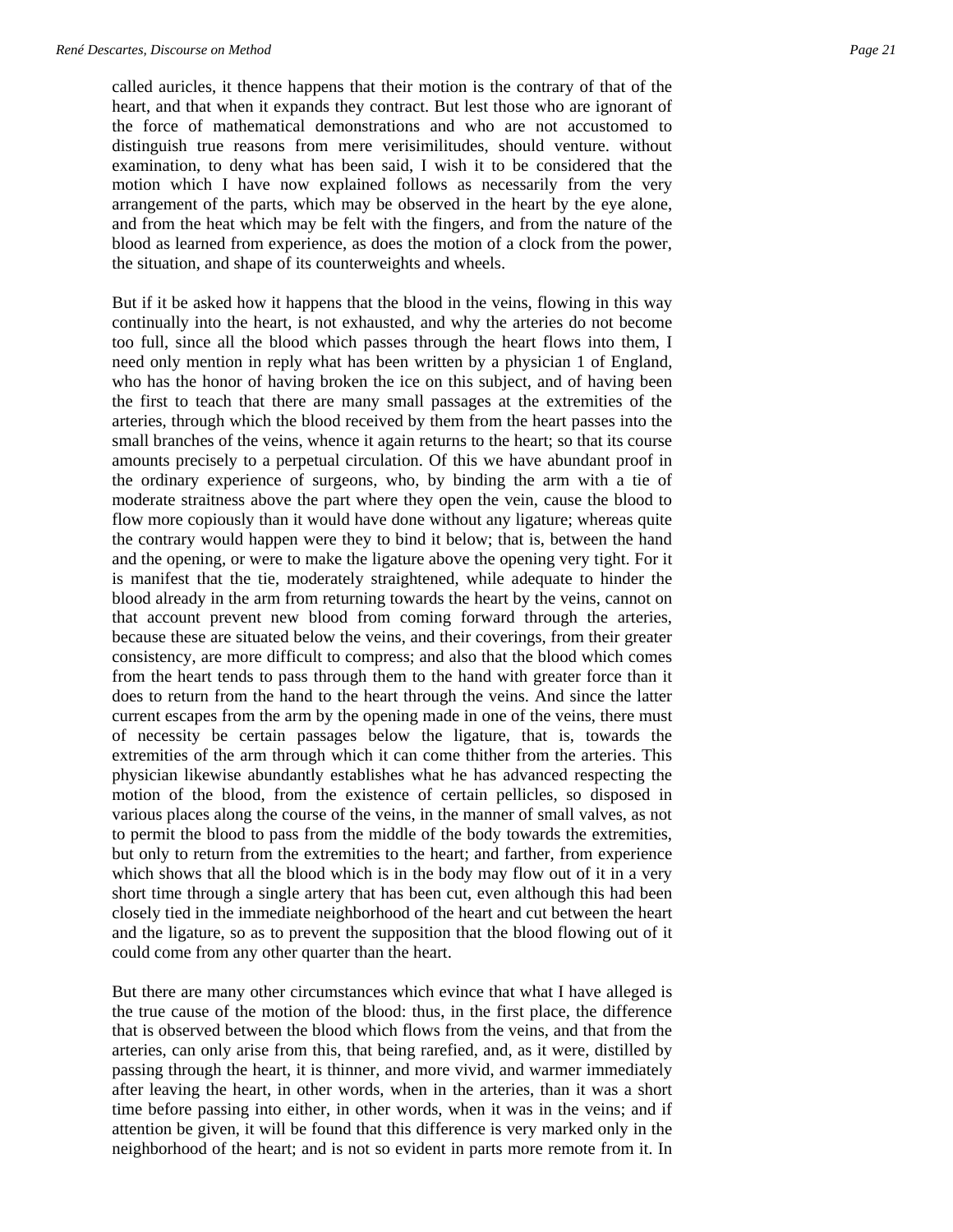called auricles, it thence happens that their motion is the contrary of that of the heart, and that when it expands they contract. But lest those who are ignorant of the force of mathematical demonstrations and who are not accustomed to distinguish true reasons from mere verisimilitudes, should venture. without examination, to deny what has been said, I wish it to be considered that the motion which I have now explained follows as necessarily from the very arrangement of the parts, which may be observed in the heart by the eye alone, and from the heat which may be felt with the fingers, and from the nature of the blood as learned from experience, as does the motion of a clock from the power, the situation, and shape of its counterweights and wheels.

But if it be asked how it happens that the blood in the veins, flowing in this way continually into the heart, is not exhausted, and why the arteries do not become too full, since all the blood which passes through the heart flows into them, I need only mention in reply what has been written by a physician 1 of England, who has the honor of having broken the ice on this subject, and of having been the first to teach that there are many small passages at the extremities of the arteries, through which the blood received by them from the heart passes into the small branches of the veins, whence it again returns to the heart; so that its course amounts precisely to a perpetual circulation. Of this we have abundant proof in the ordinary experience of surgeons, who, by binding the arm with a tie of moderate straitness above the part where they open the vein, cause the blood to flow more copiously than it would have done without any ligature; whereas quite the contrary would happen were they to bind it below; that is, between the hand and the opening, or were to make the ligature above the opening very tight. For it is manifest that the tie, moderately straightened, while adequate to hinder the blood already in the arm from returning towards the heart by the veins, cannot on that account prevent new blood from coming forward through the arteries, because these are situated below the veins, and their coverings, from their greater consistency, are more difficult to compress; and also that the blood which comes from the heart tends to pass through them to the hand with greater force than it does to return from the hand to the heart through the veins. And since the latter current escapes from the arm by the opening made in one of the veins, there must of necessity be certain passages below the ligature, that is, towards the extremities of the arm through which it can come thither from the arteries. This physician likewise abundantly establishes what he has advanced respecting the motion of the blood, from the existence of certain pellicles, so disposed in various places along the course of the veins, in the manner of small valves, as not to permit the blood to pass from the middle of the body towards the extremities, but only to return from the extremities to the heart; and farther, from experience which shows that all the blood which is in the body may flow out of it in a very short time through a single artery that has been cut, even although this had been closely tied in the immediate neighborhood of the heart and cut between the heart and the ligature, so as to prevent the supposition that the blood flowing out of it could come from any other quarter than the heart.

But there are many other circumstances which evince that what I have alleged is the true cause of the motion of the blood: thus, in the first place, the difference that is observed between the blood which flows from the veins, and that from the arteries, can only arise from this, that being rarefied, and, as it were, distilled by passing through the heart, it is thinner, and more vivid, and warmer immediately after leaving the heart, in other words, when in the arteries, than it was a short time before passing into either, in other words, when it was in the veins; and if attention be given, it will be found that this difference is very marked only in the neighborhood of the heart; and is not so evident in parts more remote from it. In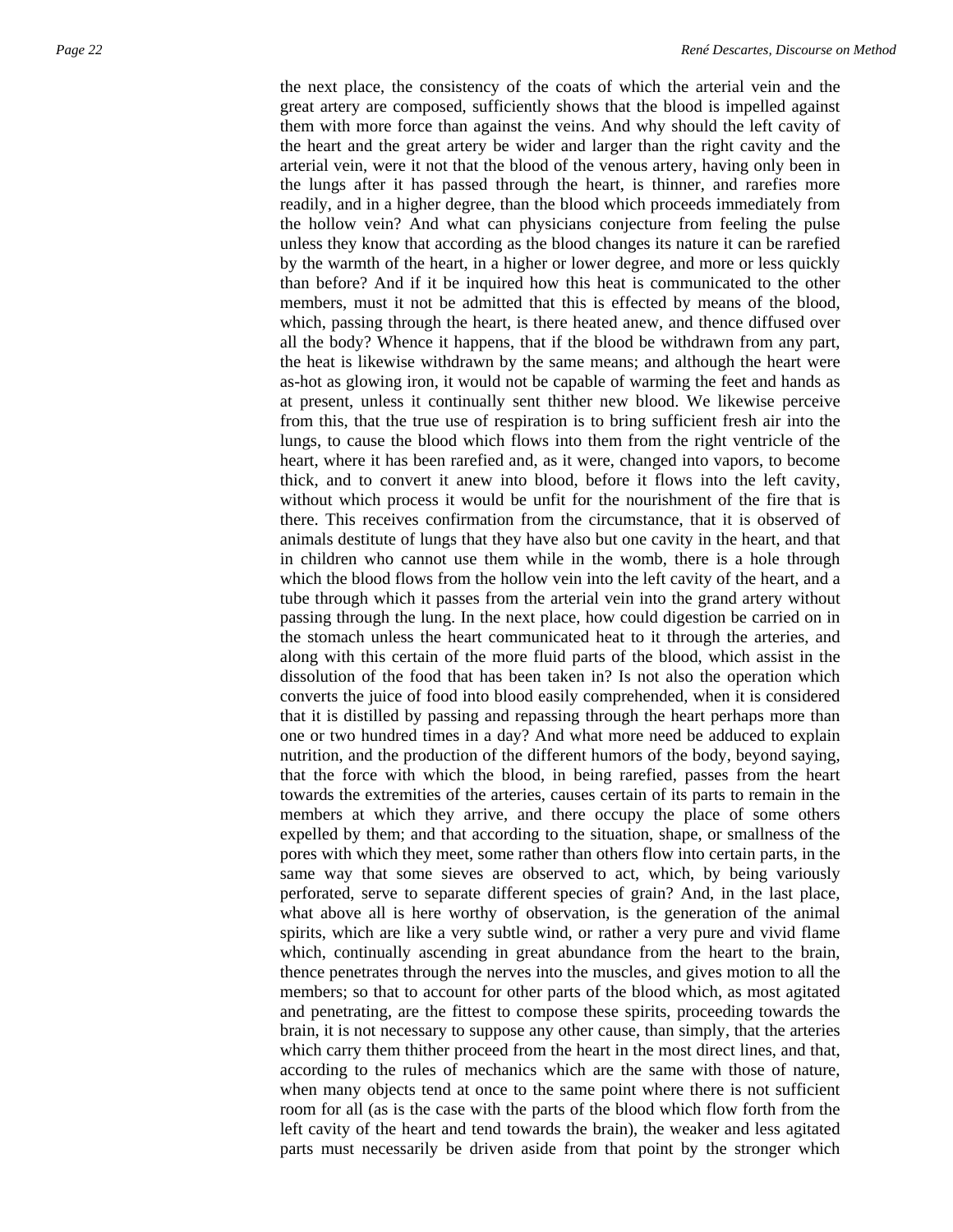the next place, the consistency of the coats of which the arterial vein and the great artery are composed, sufficiently shows that the blood is impelled against them with more force than against the veins. And why should the left cavity of the heart and the great artery be wider and larger than the right cavity and the arterial vein, were it not that the blood of the venous artery, having only been in the lungs after it has passed through the heart, is thinner, and rarefies more readily, and in a higher degree, than the blood which proceeds immediately from the hollow vein? And what can physicians conjecture from feeling the pulse unless they know that according as the blood changes its nature it can be rarefied by the warmth of the heart, in a higher or lower degree, and more or less quickly than before? And if it be inquired how this heat is communicated to the other members, must it not be admitted that this is effected by means of the blood, which, passing through the heart, is there heated anew, and thence diffused over all the body? Whence it happens, that if the blood be withdrawn from any part, the heat is likewise withdrawn by the same means; and although the heart were as-hot as glowing iron, it would not be capable of warming the feet and hands as at present, unless it continually sent thither new blood. We likewise perceive from this, that the true use of respiration is to bring sufficient fresh air into the lungs, to cause the blood which flows into them from the right ventricle of the heart, where it has been rarefied and, as it were, changed into vapors, to become thick, and to convert it anew into blood, before it flows into the left cavity, without which process it would be unfit for the nourishment of the fire that is there. This receives confirmation from the circumstance, that it is observed of animals destitute of lungs that they have also but one cavity in the heart, and that in children who cannot use them while in the womb, there is a hole through which the blood flows from the hollow vein into the left cavity of the heart, and a tube through which it passes from the arterial vein into the grand artery without passing through the lung. In the next place, how could digestion be carried on in the stomach unless the heart communicated heat to it through the arteries, and along with this certain of the more fluid parts of the blood, which assist in the dissolution of the food that has been taken in? Is not also the operation which converts the juice of food into blood easily comprehended, when it is considered that it is distilled by passing and repassing through the heart perhaps more than one or two hundred times in a day? And what more need be adduced to explain nutrition, and the production of the different humors of the body, beyond saying, that the force with which the blood, in being rarefied, passes from the heart towards the extremities of the arteries, causes certain of its parts to remain in the members at which they arrive, and there occupy the place of some others expelled by them; and that according to the situation, shape, or smallness of the pores with which they meet, some rather than others flow into certain parts, in the same way that some sieves are observed to act, which, by being variously perforated, serve to separate different species of grain? And, in the last place, what above all is here worthy of observation, is the generation of the animal spirits, which are like a very subtle wind, or rather a very pure and vivid flame which, continually ascending in great abundance from the heart to the brain, thence penetrates through the nerves into the muscles, and gives motion to all the members; so that to account for other parts of the blood which, as most agitated and penetrating, are the fittest to compose these spirits, proceeding towards the brain, it is not necessary to suppose any other cause, than simply, that the arteries which carry them thither proceed from the heart in the most direct lines, and that, according to the rules of mechanics which are the same with those of nature, when many objects tend at once to the same point where there is not sufficient room for all (as is the case with the parts of the blood which flow forth from the left cavity of the heart and tend towards the brain), the weaker and less agitated parts must necessarily be driven aside from that point by the stronger which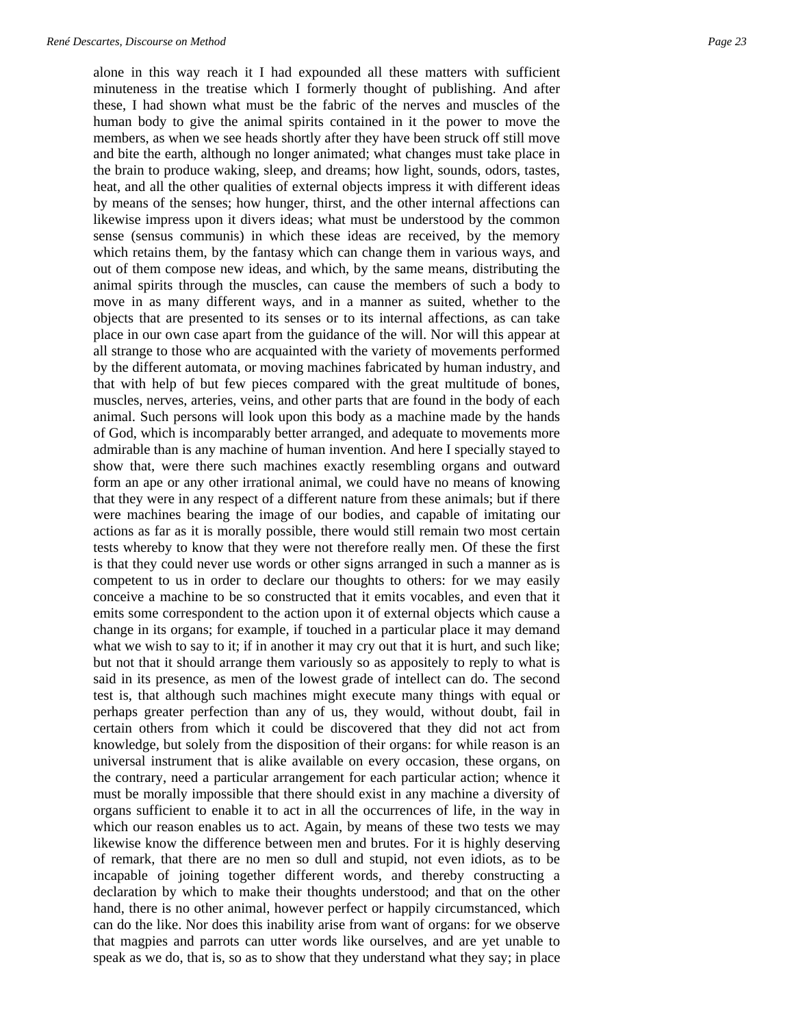alone in this way reach it I had expounded all these matters with sufficient minuteness in the treatise which I formerly thought of publishing. And after these, I had shown what must be the fabric of the nerves and muscles of the human body to give the animal spirits contained in it the power to move the members, as when we see heads shortly after they have been struck off still move and bite the earth, although no longer animated; what changes must take place in the brain to produce waking, sleep, and dreams; how light, sounds, odors, tastes, heat, and all the other qualities of external objects impress it with different ideas by means of the senses; how hunger, thirst, and the other internal affections can likewise impress upon it divers ideas; what must be understood by the common sense (sensus communis) in which these ideas are received, by the memory which retains them, by the fantasy which can change them in various ways, and out of them compose new ideas, and which, by the same means, distributing the animal spirits through the muscles, can cause the members of such a body to move in as many different ways, and in a manner as suited, whether to the objects that are presented to its senses or to its internal affections, as can take place in our own case apart from the guidance of the will. Nor will this appear at all strange to those who are acquainted with the variety of movements performed by the different automata, or moving machines fabricated by human industry, and that with help of but few pieces compared with the great multitude of bones, muscles, nerves, arteries, veins, and other parts that are found in the body of each animal. Such persons will look upon this body as a machine made by the hands of God, which is incomparably better arranged, and adequate to movements more admirable than is any machine of human invention. And here I specially stayed to show that, were there such machines exactly resembling organs and outward form an ape or any other irrational animal, we could have no means of knowing that they were in any respect of a different nature from these animals; but if there were machines bearing the image of our bodies, and capable of imitating our actions as far as it is morally possible, there would still remain two most certain tests whereby to know that they were not therefore really men. Of these the first is that they could never use words or other signs arranged in such a manner as is competent to us in order to declare our thoughts to others: for we may easily conceive a machine to be so constructed that it emits vocables, and even that it emits some correspondent to the action upon it of external objects which cause a change in its organs; for example, if touched in a particular place it may demand what we wish to say to it; if in another it may cry out that it is hurt, and such like; but not that it should arrange them variously so as appositely to reply to what is said in its presence, as men of the lowest grade of intellect can do. The second test is, that although such machines might execute many things with equal or perhaps greater perfection than any of us, they would, without doubt, fail in certain others from which it could be discovered that they did not act from knowledge, but solely from the disposition of their organs: for while reason is an universal instrument that is alike available on every occasion, these organs, on the contrary, need a particular arrangement for each particular action; whence it must be morally impossible that there should exist in any machine a diversity of organs sufficient to enable it to act in all the occurrences of life, in the way in which our reason enables us to act. Again, by means of these two tests we may likewise know the difference between men and brutes. For it is highly deserving of remark, that there are no men so dull and stupid, not even idiots, as to be incapable of joining together different words, and thereby constructing a declaration by which to make their thoughts understood; and that on the other hand, there is no other animal, however perfect or happily circumstanced, which can do the like. Nor does this inability arise from want of organs: for we observe that magpies and parrots can utter words like ourselves, and are yet unable to speak as we do, that is, so as to show that they understand what they say; in place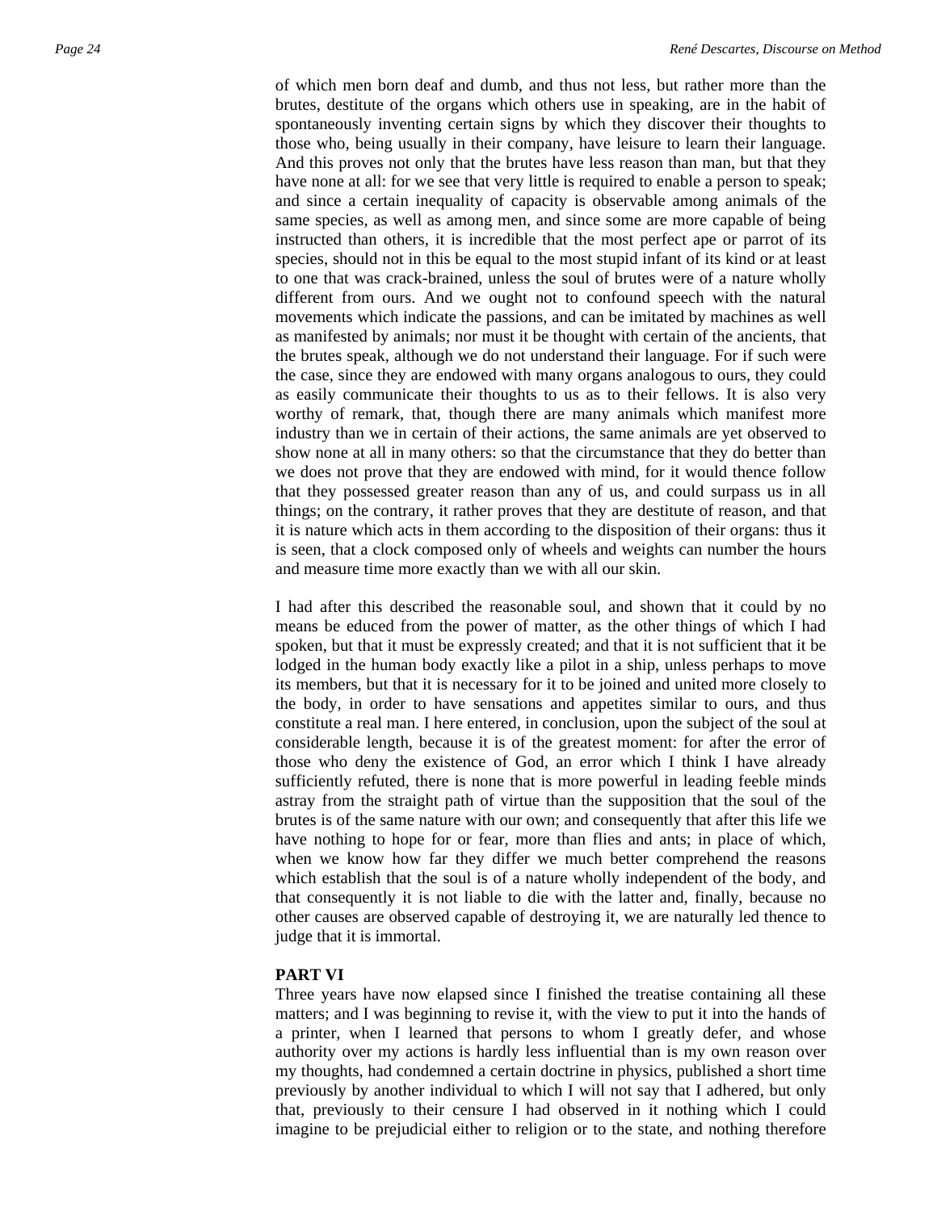of which men born deaf and dumb, and thus not less, but rather more than the brutes, destitute of the organs which others use in speaking, are in the habit of spontaneously inventing certain signs by which they discover their thoughts to those who, being usually in their company, have leisure to learn their language. And this proves not only that the brutes have less reason than man, but that they have none at all: for we see that very little is required to enable a person to speak; and since a certain inequality of capacity is observable among animals of the same species, as well as among men, and since some are more capable of being instructed than others, it is incredible that the most perfect ape or parrot of its species, should not in this be equal to the most stupid infant of its kind or at least to one that was crack-brained, unless the soul of brutes were of a nature wholly different from ours. And we ought not to confound speech with the natural movements which indicate the passions, and can be imitated by machines as well as manifested by animals; nor must it be thought with certain of the ancients, that the brutes speak, although we do not understand their language. For if such were the case, since they are endowed with many organs analogous to ours, they could as easily communicate their thoughts to us as to their fellows. It is also very worthy of remark, that, though there are many animals which manifest more industry than we in certain of their actions, the same animals are yet observed to show none at all in many others: so that the circumstance that they do better than we does not prove that they are endowed with mind, for it would thence follow that they possessed greater reason than any of us, and could surpass us in all things; on the contrary, it rather proves that they are destitute of reason, and that it is nature which acts in them according to the disposition of their organs: thus it is seen, that a clock composed only of wheels and weights can number the hours and measure time more exactly than we with all our skin.

I had after this described the reasonable soul, and shown that it could by no means be educed from the power of matter, as the other things of which I had spoken, but that it must be expressly created; and that it is not sufficient that it be lodged in the human body exactly like a pilot in a ship, unless perhaps to move its members, but that it is necessary for it to be joined and united more closely to the body, in order to have sensations and appetites similar to ours, and thus constitute a real man. I here entered, in conclusion, upon the subject of the soul at considerable length, because it is of the greatest moment: for after the error of those who deny the existence of God, an error which I think I have already sufficiently refuted, there is none that is more powerful in leading feeble minds astray from the straight path of virtue than the supposition that the soul of the brutes is of the same nature with our own; and consequently that after this life we have nothing to hope for or fear, more than flies and ants; in place of which, when we know how far they differ we much better comprehend the reasons which establish that the soul is of a nature wholly independent of the body, and that consequently it is not liable to die with the latter and, finally, because no other causes are observed capable of destroying it, we are naturally led thence to judge that it is immortal.

## PART VI

Three years have now elapsed since I finished the treatise containing all these matters; and I was beginning to revise it, with the view to put it into the hands of a printer, when I learned that persons to whom I greatly defer, and whose authority over my actions is hardly less influential than is my own reason over my thoughts, had condemned a certain doctrine in physics, published a short time previously by another individual to which I will not say that I adhered, but only that, previously to their censure I had observed in it nothing which I could imagine to be prejudicial either to religion or to the state, and nothing therefore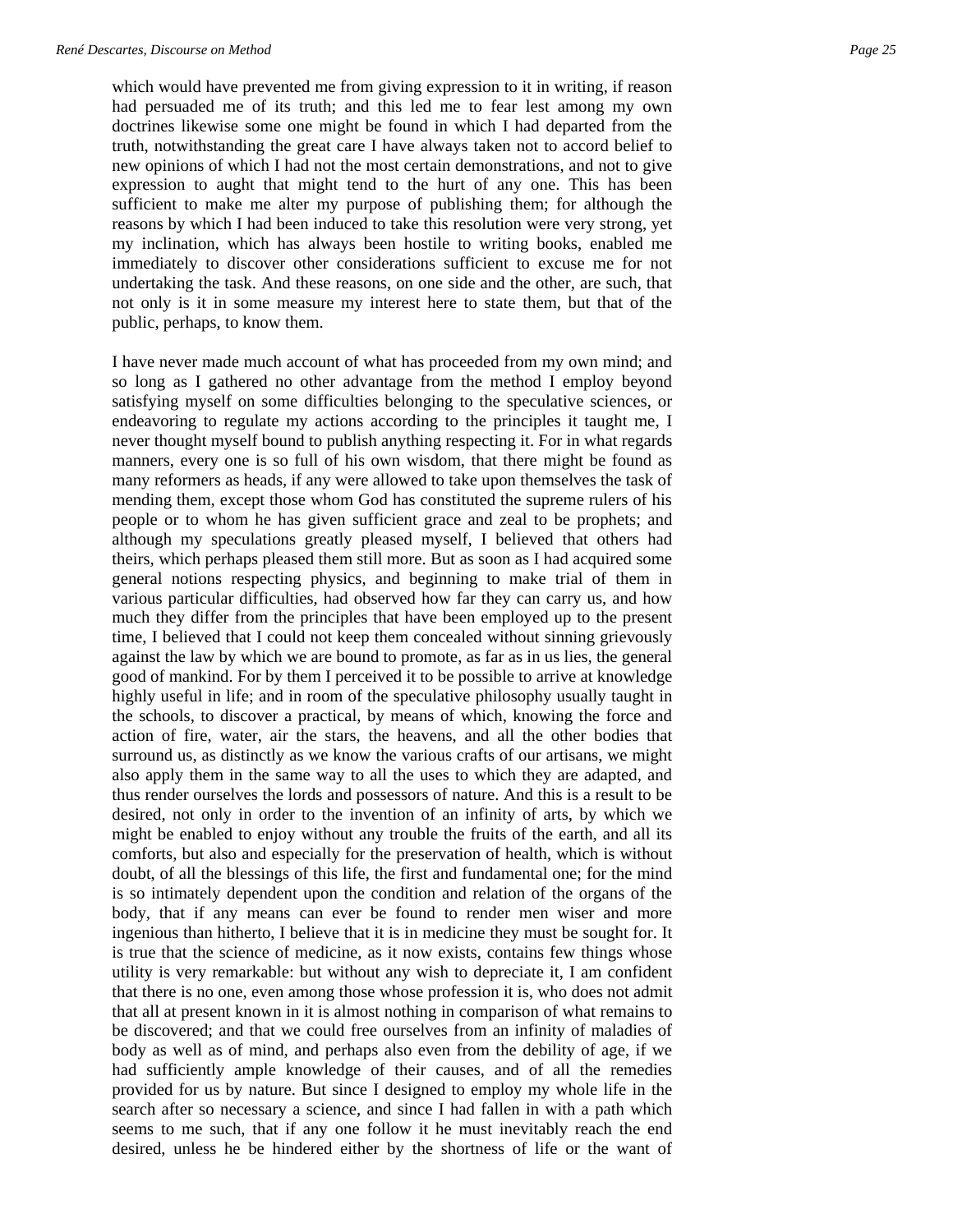which would have prevented me from giving expression to it in writing, if reason had persuaded me of its truth; and this led me to fear lest among my own doctrines likewise some one might be found in which I had departed from the truth, notwithstanding the great care I have always taken not to accord belief to new opinions of which I had not the most certain demonstrations, and not to give expression to aught that might tend to the hurt of any one. This has been sufficient to make me alter my purpose of publishing them; for although the reasons by which I had been induced to take this resolution were very strong, yet my inclination, which has always been hostile to writing books, enabled me immediately to discover other considerations sufficient to excuse me for not undertaking the task. And these reasons, on one side and the other, are such, that not only is it in some measure my interest here to state them, but that of the public, perhaps, to know them.

I have never made much account of what has proceeded from my own mind; and so long as I gathered no other advantage from the method I employ beyond satisfying myself on some difficulties belonging to the speculative sciences, or endeavoring to regulate my actions according to the principles it taught me, I never thought myself bound to publish anything respecting it. For in what regards manners, every one is so full of his own wisdom, that there might be found as many reformers as heads, if any were allowed to take upon themselves the task of mending them, except those whom God has constituted the supreme rulers of his people or to whom he has given sufficient grace and zeal to be prophets; and although my speculations greatly pleased myself, I believed that others had theirs, which perhaps pleased them still more. But as soon as I had acquired some general notions respecting physics, and beginning to make trial of them in various particular difficulties, had observed how far they can carry us, and how much they differ from the principles that have been employed up to the present time, I believed that I could not keep them concealed without sinning grievously against the law by which we are bound to promote, as far as in us lies, the general good of mankind. For by them I perceived it to be possible to arrive at knowledge highly useful in life; and in room of the speculative philosophy usually taught in the schools, to discover a practical, by means of which, knowing the force and action of fire, water, air the stars, the heavens, and all the other bodies that surround us, as distinctly as we know the various crafts of our artisans, we might also apply them in the same way to all the uses to which they are adapted, and thus render ourselves the lords and possessors of nature. And this is a result to be desired, not only in order to the invention of an infinity of arts, by which we might be enabled to enjoy without any trouble the fruits of the earth, and all its comforts, but also and especially for the preservation of health, which is without doubt, of all the blessings of this life, the first and fundamental one; for the mind is so intimately dependent upon the condition and relation of the organs of the body, that if any means can ever be found to render men wiser and more ingenious than hitherto, I believe that it is in medicine they must be sought for. It is true that the science of medicine, as it now exists, contains few things whose utility is very remarkable: but without any wish to depreciate it, I am confident that there is no one, even among those whose profession it is, who does not admit that all at present known in it is almost nothing in comparison of what remains to be discovered; and that we could free ourselves from an infinity of maladies of body as well as of mind, and perhaps also even from the debility of age, if we had sufficiently ample knowledge of their causes, and of all the remedies provided for us by nature. But since I designed to employ my whole life in the search after so necessary a science, and since I had fallen in with a path which seems to me such, that if any one follow it he must inevitably reach the end desired, unless he be hindered either by the shortness of life or the want of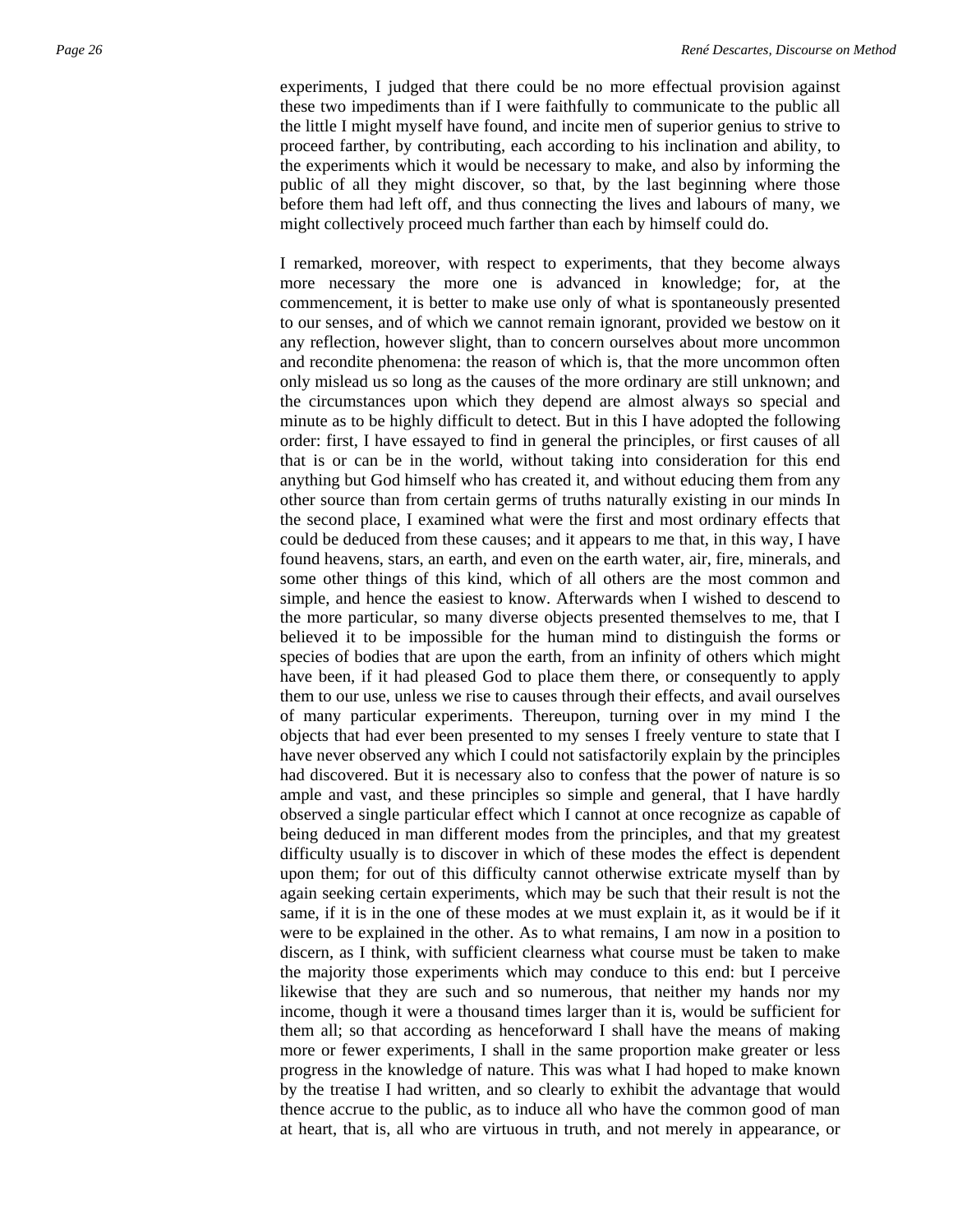experiments, I judged that there could be no more effectual provision against these two impediments than if I were faithfully to communicate to the public all the little I might myself have found, and incite men of superior genius to strive to proceed farther, by contributing, each according to his inclination and ability, to the experiments which it would be necessary to make, and also by informing the public of all they might discover, so that, by the last beginning where those before them had left off, and thus connecting the lives and labours of many, we might collectively proceed much farther than each by himself could do.

I remarked, moreover, with respect to experiments, that they become always more necessary the more one is advanced in knowledge; for, at the commencement, it is better to make use only of what is spontaneously presented to our senses, and of which we cannot remain ignorant, provided we bestow on it any reflection, however slight, than to concern ourselves about more uncommon and recondite phenomena: the reason of which is, that the more uncommon often only mislead us so long as the causes of the more ordinary are still unknown; and the circumstances upon which they depend are almost always so special and minute as to be highly difficult to detect. But in this I have adopted the following order: first, I have essayed to find in general the principles, or first causes of all that is or can be in the world, without taking into consideration for this end anything but God himself who has created it, and without educing them from any other source than from certain germs of truths naturally existing in our minds In the second place, I examined what were the first and most ordinary effects that could be deduced from these causes; and it appears to me that, in this way, I have found heavens, stars, an earth, and even on the earth water, air, fire, minerals, and some other things of this kind, which of all others are the most common and simple, and hence the easiest to know. Afterwards when I wished to descend to the more particular, so many diverse objects presented themselves to me, that I believed it to be impossible for the human mind to distinguish the forms or species of bodies that are upon the earth, from an infinity of others which might have been, if it had pleased God to place them there, or consequently to apply them to our use, unless we rise to causes through their effects, and avail ourselves of many particular experiments. Thereupon, turning over in my mind I the objects that had ever been presented to my senses I freely venture to state that I have never observed any which I could not satisfactorily explain by the principles had discovered. But it is necessary also to confess that the power of nature is so ample and vast, and these principles so simple and general, that I have hardly observed a single particular effect which I cannot at once recognize as capable of being deduced in man different modes from the principles, and that my greatest difficulty usually is to discover in which of these modes the effect is dependent upon them; for out of this difficulty cannot otherwise extricate myself than by again seeking certain experiments, which may be such that their result is not the same, if it is in the one of these modes at we must explain it, as it would be if it were to be explained in the other. As to what remains, I am now in a position to discern, as I think, with sufficient clearness what course must be taken to make the majority those experiments which may conduce to this end: but I perceive likewise that they are such and so numerous, that neither my hands nor my income, though it were a thousand times larger than it is, would be sufficient for them all; so that according as henceforward I shall have the means of making more or fewer experiments, I shall in the same proportion make greater or less progress in the knowledge of nature. This was what I had hoped to make known by the treatise I had written, and so clearly to exhibit the advantage that would thence accrue to the public, as to induce all who have the common good of man at heart, that is, all who are virtuous in truth, and not merely in appearance, or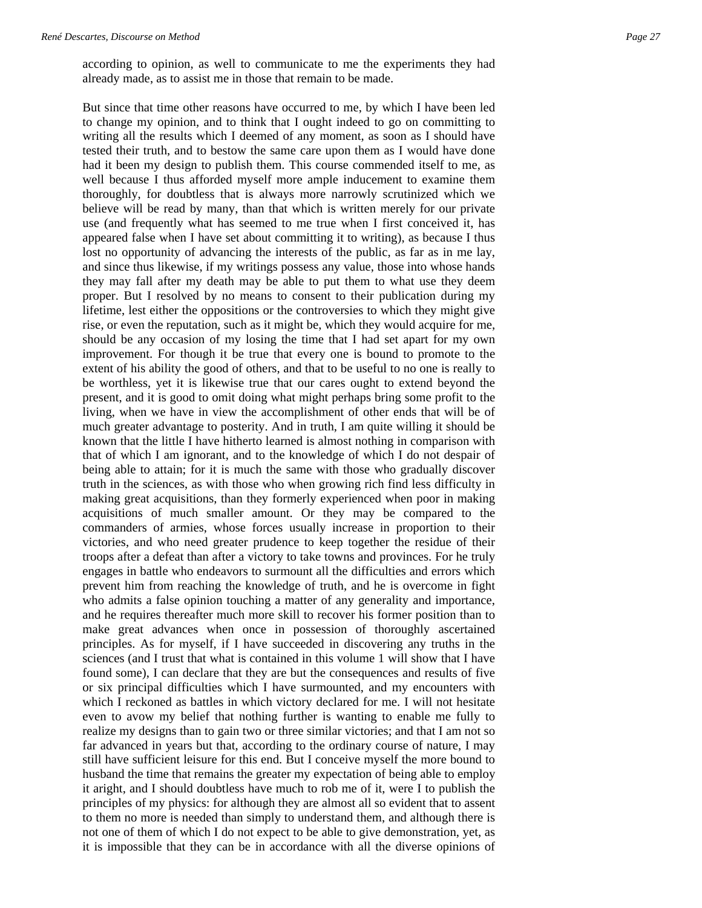according to opinion, as well to communicate to me the experiments they had already made, as to assist me in those that remain to be made.

But since that time other reasons have occurred to me, by which I have been led to change my opinion, and to think that I ought indeed to go on committing to writing all the results which I deemed of any moment, as soon as I should have tested their truth, and to bestow the same care upon them as I would have done had it been my design to publish them. This course commended itself to me, as well because I thus afforded myself more ample inducement to examine them thoroughly, for doubtless that is always more narrowly scrutinized which we believe will be read by many, than that which is written merely for our private use (and frequently what has seemed to me true when I first conceived it, has appeared false when I have set about committing it to writing), as because I thus lost no opportunity of advancing the interests of the public, as far as in me lay, and since thus likewise, if my writings possess any value, those into whose hands they may fall after my death may be able to put them to what use they deem proper. But I resolved by no means to consent to their publication during my lifetime, lest either the oppositions or the controversies to which they might give rise, or even the reputation, such as it might be, which they would acquire for me, should be any occasion of my losing the time that I had set apart for my own improvement. For though it be true that every one is bound to promote to the extent of his ability the good of others, and that to be useful to no one is really to be worthless, yet it is likewise true that our cares ought to extend beyond the present, and it is good to omit doing what might perhaps bring some profit to the living, when we have in view the accomplishment of other ends that will be of much greater advantage to posterity. And in truth, I am quite willing it should be known that the little I have hitherto learned is almost nothing in comparison with that of which I am ignorant, and to the knowledge of which I do not despair of being able to attain; for it is much the same with those who gradually discover truth in the sciences, as with those who when growing rich find less difficulty in making great acquisitions, than they formerly experienced when poor in making acquisitions of much smaller amount. Or they may be compared to the commanders of armies, whose forces usually increase in proportion to their victories, and who need greater prudence to keep together the residue of their troops after a defeat than after a victory to take towns and provinces. For he truly engages in battle who endeavors to surmount all the difficulties and errors which prevent him from reaching the knowledge of truth, and he is overcome in fight who admits a false opinion touching a matter of any generality and importance, and he requires thereafter much more skill to recover his former position than to make great advances when once in possession of thoroughly ascertained principles. As for myself, if I have succeeded in discovering any truths in the sciences (and I trust that what is contained in this volume 1 will show that I have found some), I can declare that they are but the consequences and results of five or six principal difficulties which I have surmounted, and my encounters with which I reckoned as battles in which victory declared for me. I will not hesitate even to avow my belief that nothing further is wanting to enable me fully to realize my designs than to gain two or three similar victories; and that I am not so far advanced in years but that, according to the ordinary course of nature, I may still have sufficient leisure for this end. But I conceive myself the more bound to husband the time that remains the greater my expectation of being able to employ it aright, and I should doubtless have much to rob me of it, were I to publish the principles of my physics: for although they are almost all so evident that to assent to them no more is needed than simply to understand them, and although there is not one of them of which I do not expect to be able to give demonstration, yet, as it is impossible that they can be in accordance with all the diverse opinions of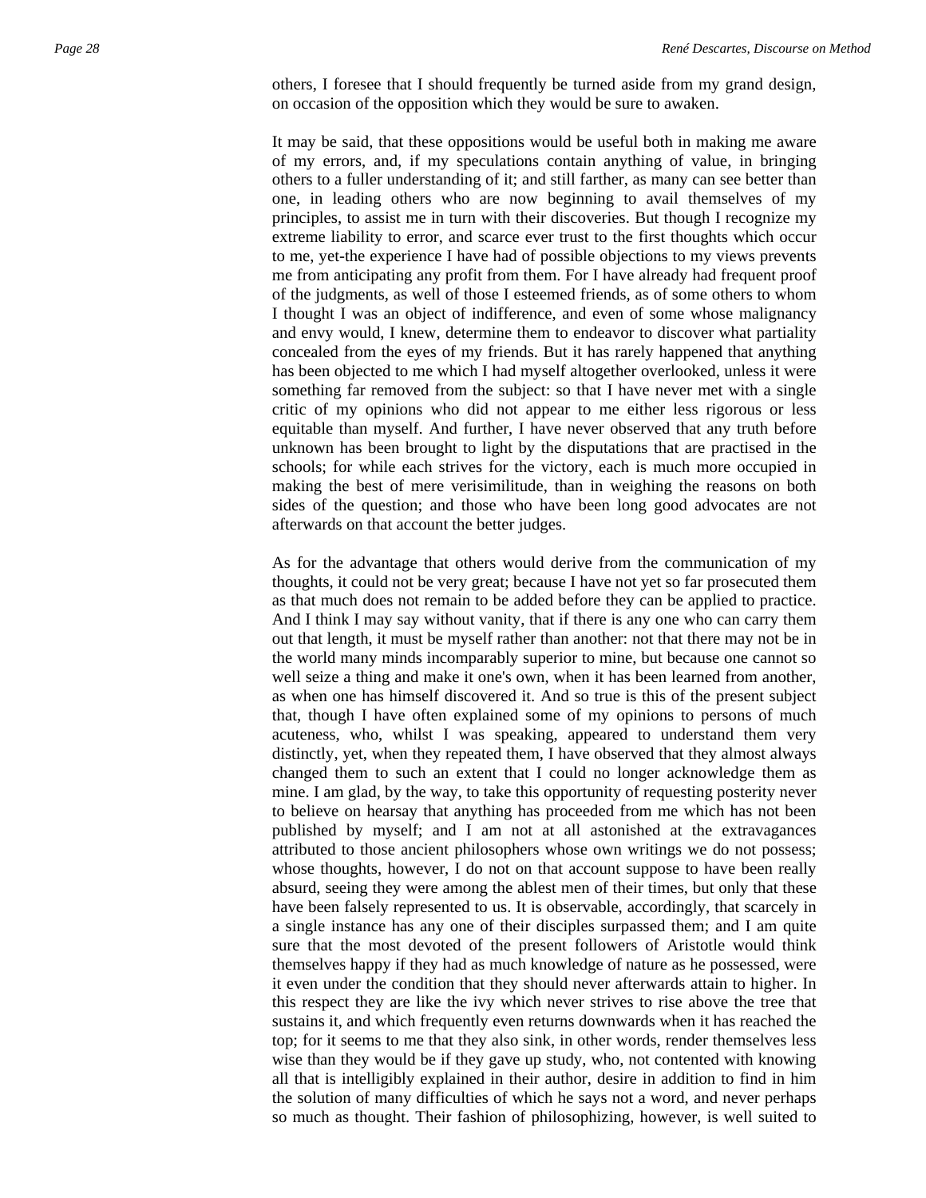others, I foresee that I should frequently be turned aside from my grand design, on occasion of the opposition which they would be sure to awaken.

It may be said, that these oppositions would be useful both in making me aware of my errors, and, if my speculations contain anything of value, in bringing others to a fuller understanding of it; and still farther, as many can see better than one, in leading others who are now beginning to avail themselves of my principles, to assist me in turn with their discoveries. But though I recognize my extreme liability to error, and scarce ever trust to the first thoughts which occur to me, yet-the experience I have had of possible objections to my views prevents me from anticipating any profit from them. For I have already had frequent proof of the judgments, as well of those I esteemed friends, as of some others to whom I thought I was an object of indifference, and even of some whose malignancy and envy would, I knew, determine them to endeavor to discover what partiality concealed from the eyes of my friends. But it has rarely happened that anything has been objected to me which I had myself altogether overlooked, unless it were something far removed from the subject: so that I have never met with a single critic of my opinions who did not appear to me either less rigorous or less equitable than myself. And further, I have never observed that any truth before unknown has been brought to light by the disputations that are practised in the schools; for while each strives for the victory, each is much more occupied in making the best of mere verisimilitude, than in weighing the reasons on both sides of the question; and those who have been long good advocates are not afterwards on that account the better judges.

As for the advantage that others would derive from the communication of my thoughts, it could not be very great; because I have not yet so far prosecuted them as that much does not remain to be added before they can be applied to practice. And I think I may say without vanity, that if there is any one who can carry them out that length, it must be myself rather than another: not that there may not be in the world many minds incomparably superior to mine, but because one cannot so well seize a thing and make it one's own, when it has been learned from another, as when one has himself discovered it. And so true is this of the present subject that, though I have often explained some of my opinions to persons of much acuteness, who, whilst I was speaking, appeared to understand them very distinctly, yet, when they repeated them, I have observed that they almost always changed them to such an extent that I could no longer acknowledge them as mine. I am glad, by the way, to take this opportunity of requesting posterity never to believe on hearsay that anything has proceeded from me which has not been published by myself; and I am not at all astonished at the extravagances attributed to those ancient philosophers whose own writings we do not possess; whose thoughts, however, I do not on that account suppose to have been really absurd, seeing they were among the ablest men of their times, but only that these have been falsely represented to us. It is observable, accordingly, that scarcely in a single instance has any one of their disciples surpassed them; and I am quite sure that the most devoted of the present followers of Aristotle would think themselves happy if they had as much knowledge of nature as he possessed, were it even under the condition that they should never afterwards attain to higher. In this respect they are like the ivy which never strives to rise above the tree that sustains it, and which frequently even returns downwards when it has reached the top; for it seems to me that they also sink, in other words, render themselves less wise than they would be if they gave up study, who, not contented with knowing all that is intelligibly explained in their author, desire in addition to find in him the solution of many difficulties of which he says not a word, and never perhaps so much as thought. Their fashion of philosophizing, however, is well suited to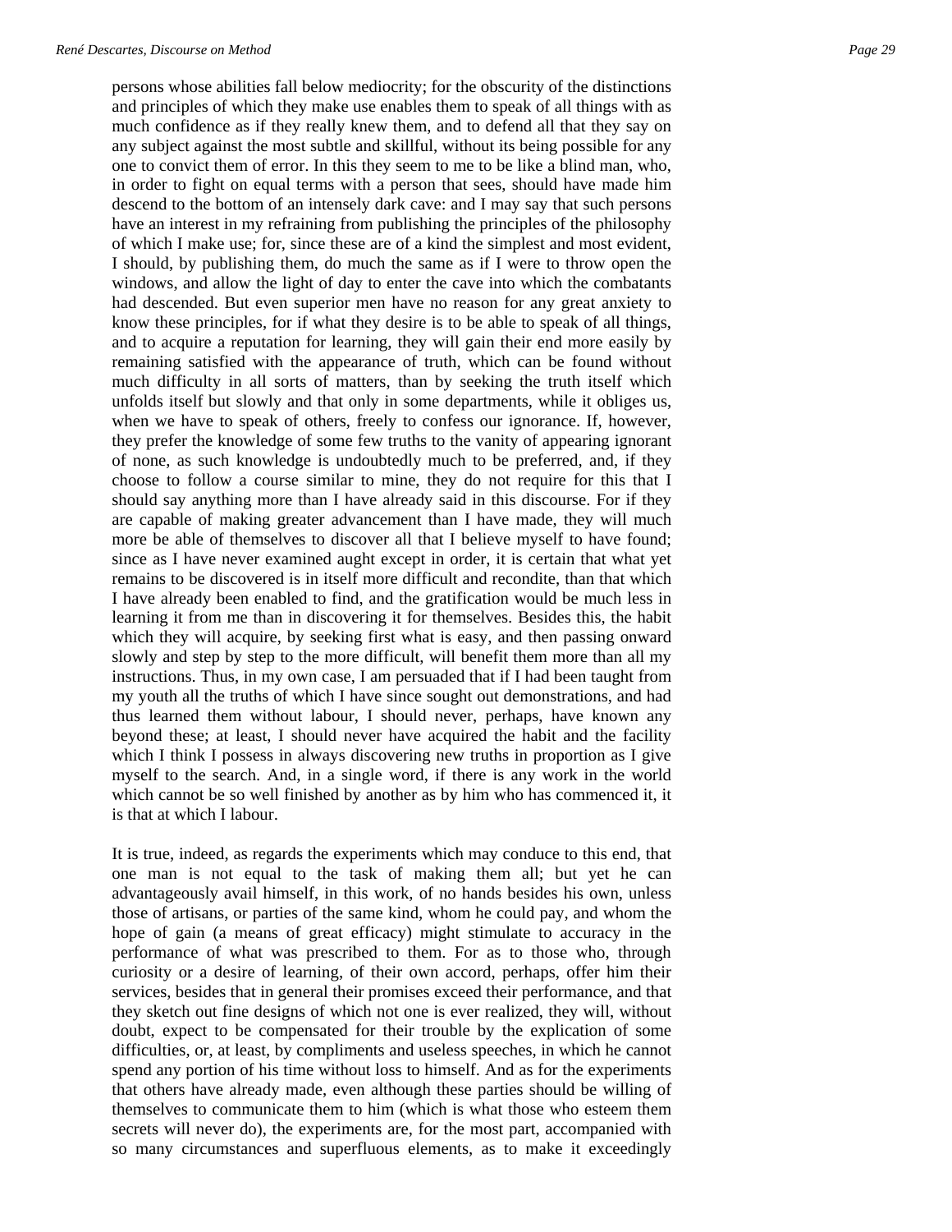persons whose abilities fall below mediocrity; for the obscurity of the distinctions and principles of which they make use enables them to speak of all things with as much confidence as if they really knew them, and to defend all that they say on any subject against the most subtle and skillful, without its being possible for any one to convict them of error. In this they seem to me to be like a blind man, who, in order to fight on equal terms with a person that sees, should have made him descend to the bottom of an intensely dark cave: and I may say that such persons have an interest in my refraining from publishing the principles of the philosophy of which I make use; for, since these are of a kind the simplest and most evident, I should, by publishing them, do much the same as if I were to throw open the windows, and allow the light of day to enter the cave into which the combatants had descended. But even superior men have no reason for any great anxiety to know these principles, for if what they desire is to be able to speak of all things, and to acquire a reputation for learning, they will gain their end more easily by remaining satisfied with the appearance of truth, which can be found without much difficulty in all sorts of matters, than by seeking the truth itself which unfolds itself but slowly and that only in some departments, while it obliges us, when we have to speak of others, freely to confess our ignorance. If, however, they prefer the knowledge of some few truths to the vanity of appearing ignorant of none, as such knowledge is undoubtedly much to be preferred, and, if they choose to follow a course similar to mine, they do not require for this that I should say anything more than I have already said in this discourse. For if they are capable of making greater advancement than I have made, they will much more be able of themselves to discover all that I believe myself to have found; since as I have never examined aught except in order, it is certain that what yet remains to be discovered is in itself more difficult and recondite, than that which I have already been enabled to find, and the gratification would be much less in learning it from me than in discovering it for themselves. Besides this, the habit which they will acquire, by seeking first what is easy, and then passing onward slowly and step by step to the more difficult, will benefit them more than all my instructions. Thus, in my own case, I am persuaded that if I had been taught from my youth all the truths of which I have since sought out demonstrations, and had thus learned them without labour, I should never, perhaps, have known any beyond these; at least, I should never have acquired the habit and the facility which I think I possess in always discovering new truths in proportion as I give myself to the search. And, in a single word, if there is any work in the world which cannot be so well finished by another as by him who has commenced it, it is that at which I labour.

It is true, indeed, as regards the experiments which may conduce to this end, that one man is not equal to the task of making them all; but yet he can advantageously avail himself, in this work, of no hands besides his own, unless those of artisans, or parties of the same kind, whom he could pay, and whom the hope of gain (a means of great efficacy) might stimulate to accuracy in the performance of what was prescribed to them. For as to those who, through curiosity or a desire of learning, of their own accord, perhaps, offer him their services, besides that in general their promises exceed their performance, and that they sketch out fine designs of which not one is ever realized, they will, without doubt, expect to be compensated for their trouble by the explication of some difficulties, or, at least, by compliments and useless speeches, in which he cannot spend any portion of his time without loss to himself. And as for the experiments that others have already made, even although these parties should be willing of themselves to communicate them to him (which is what those who esteem them secrets will never do), the experiments are, for the most part, accompanied with so many circumstances and superfluous elements, as to make it exceedingly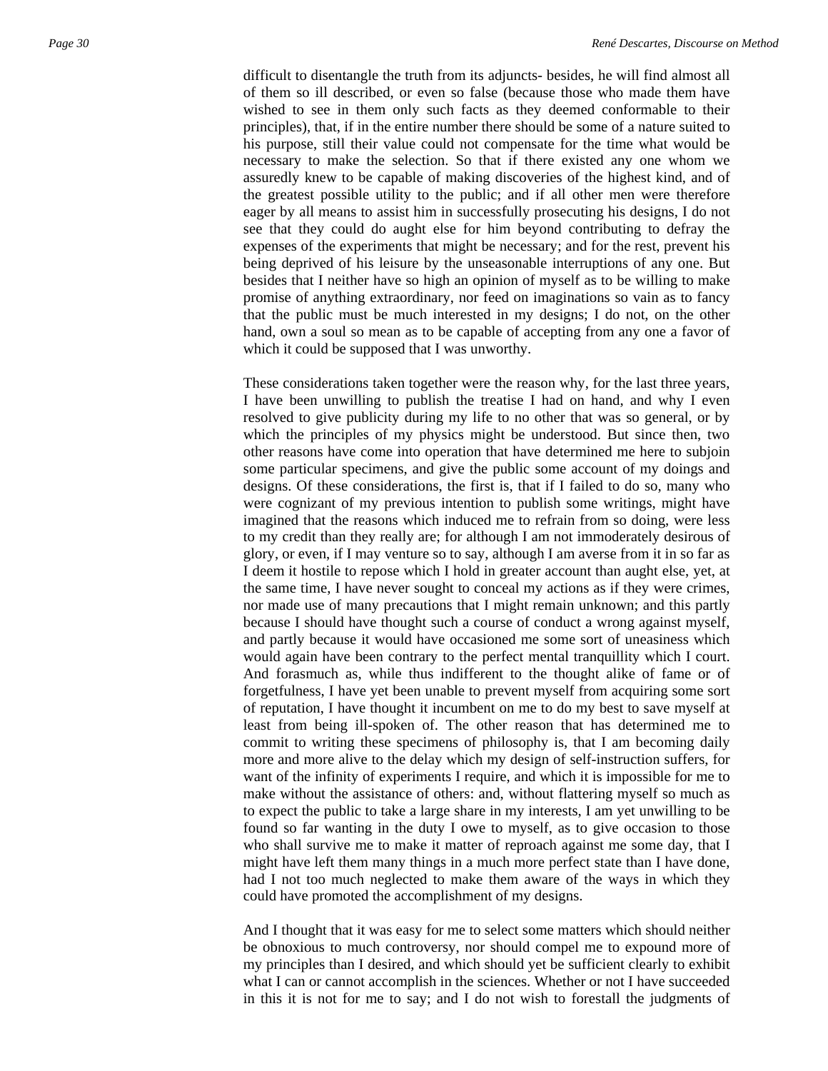difficult to disentangle the truth from its adjuncts- besides, he will find almost all of them so ill described, or even so false (because those who made them have wished to see in them only such facts as they deemed conformable to their principles), that, if in the entire number there should be some of a nature suited to his purpose, still their value could not compensate for the time what would be necessary to make the selection. So that if there existed any one whom we assuredly knew to be capable of making discoveries of the highest kind, and of the greatest possible utility to the public; and if all other men were therefore eager by all means to assist him in successfully prosecuting his designs, I do not see that they could do aught else for him beyond contributing to defray the expenses of the experiments that might be necessary; and for the rest, prevent his being deprived of his leisure by the unseasonable interruptions of any one. But besides that I neither have so high an opinion of myself as to be willing to make promise of anything extraordinary, nor feed on imaginations so vain as to fancy that the public must be much interested in my designs; I do not, on the other hand, own a soul so mean as to be capable of accepting from any one a favor of which it could be supposed that I was unworthy.

These considerations taken together were the reason why, for the last three years, I have been unwilling to publish the treatise I had on hand, and why I even resolved to give publicity during my life to no other that was so general, or by which the principles of my physics might be understood. But since then, two other reasons have come into operation that have determined me here to subjoin some particular specimens, and give the public some account of my doings and designs. Of these considerations, the first is, that if I failed to do so, many who were cognizant of my previous intention to publish some writings, might have imagined that the reasons which induced me to refrain from so doing, were less to my credit than they really are; for although I am not immoderately desirous of glory, or even, if I may venture so to say, although I am averse from it in so far as I deem it hostile to repose which I hold in greater account than aught else, yet, at the same time, I have never sought to conceal my actions as if they were crimes, nor made use of many precautions that I might remain unknown; and this partly because I should have thought such a course of conduct a wrong against myself, and partly because it would have occasioned me some sort of uneasiness which would again have been contrary to the perfect mental tranquillity which I court. And forasmuch as, while thus indifferent to the thought alike of fame or of forgetfulness, I have yet been unable to prevent myself from acquiring some sort of reputation, I have thought it incumbent on me to do my best to save myself at least from being ill-spoken of. The other reason that has determined me to commit to writing these specimens of philosophy is, that I am becoming daily more and more alive to the delay which my design of self-instruction suffers, for want of the infinity of experiments I require, and which it is impossible for me to make without the assistance of others: and, without flattering myself so much as to expect the public to take a large share in my interests, I am yet unwilling to be found so far wanting in the duty I owe to myself, as to give occasion to those who shall survive me to make it matter of reproach against me some day, that I might have left them many things in a much more perfect state than I have done, had I not too much neglected to make them aware of the ways in which they could have promoted the accomplishment of my designs.

And I thought that it was easy for me to select some matters which should neither be obnoxious to much controversy, nor should compel me to expound more of my principles than I desired, and which should yet be sufficient clearly to exhibit what I can or cannot accomplish in the sciences. Whether or not I have succeeded in this it is not for me to say; and I do not wish to forestall the judgments of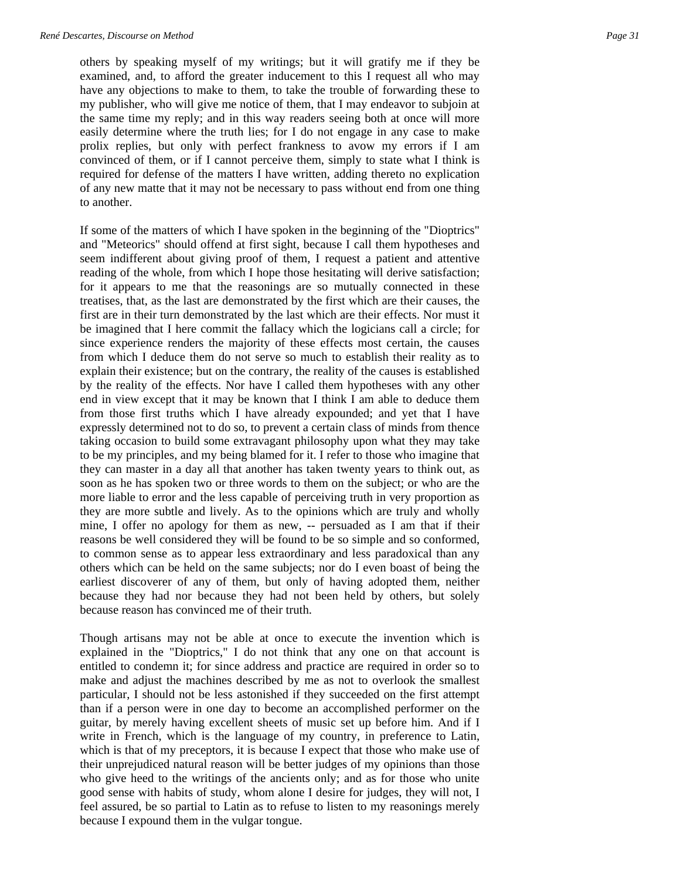others by speaking myself of my writings; but it will gratify me if they be examined, and, to afford the greater inducement to this I request all who may have any objections to make to them, to take the trouble of forwarding these to my publisher, who will give me notice of them, that I may endeavor to subjoin at the same time my reply; and in this way readers seeing both at once will more easily determine where the truth lies; for I do not engage in any case to make prolix replies, but only with perfect frankness to avow my errors if I am convinced of them, or if I cannot perceive them, simply to state what I think is required for defense of the matters I have written, adding thereto no explication of any new matte that it may not be necessary to pass without end from one thing to another.

If some of the matters of which I have spoken in the beginning of the "Dioptrics" and "Meteorics" should offend at first sight, because I call them hypotheses and seem indifferent about giving proof of them, I request a patient and attentive reading of the whole, from which I hope those hesitating will derive satisfaction; for it appears to me that the reasonings are so mutually connected in these treatises, that, as the last are demonstrated by the first which are their causes, the first are in their turn demonstrated by the last which are their effects. Nor must it be imagined that I here commit the fallacy which the logicians call a circle; for since experience renders the majority of these effects most certain, the causes from which I deduce them do not serve so much to establish their reality as to explain their existence; but on the contrary, the reality of the causes is established by the reality of the effects. Nor have I called them hypotheses with any other end in view except that it may be known that I think I am able to deduce them from those first truths which I have already expounded; and yet that I have expressly determined not to do so, to prevent a certain class of minds from thence taking occasion to build some extravagant philosophy upon what they may take to be my principles, and my being blamed for it. I refer to those who imagine that they can master in a day all that another has taken twenty years to think out, as soon as he has spoken two or three words to them on the subject; or who are the more liable to error and the less capable of perceiving truth in very proportion as they are more subtle and lively. As to the opinions which are truly and wholly mine, I offer no apology for them as new, -- persuaded as I am that if their reasons be well considered they will be found to be so simple and so conformed, to common sense as to appear less extraordinary and less paradoxical than any others which can be held on the same subjects; nor do I even boast of being the earliest discoverer of any of them, but only of having adopted them, neither because they had nor because they had not been held by others, but solely because reason has convinced me of their truth.

Though artisans may not be able at once to execute the invention which is explained in the "Dioptrics," I do not think that any one on that account is entitled to condemn it; for since address and practice are required in order so to make and adjust the machines described by me as not to overlook the smallest particular, I should not be less astonished if they succeeded on the first attempt than if a person were in one day to become an accomplished performer on the guitar, by merely having excellent sheets of music set up before him. And if I write in French, which is the language of my country, in preference to Latin, which is that of my preceptors, it is because I expect that those who make use of their unprejudiced natural reason will be better judges of my opinions than those who give heed to the writings of the ancients only; and as for those who unite good sense with habits of study, whom alone I desire for judges, they will not, I feel assured, be so partial to Latin as to refuse to listen to my reasonings merely because I expound them in the vulgar tongue.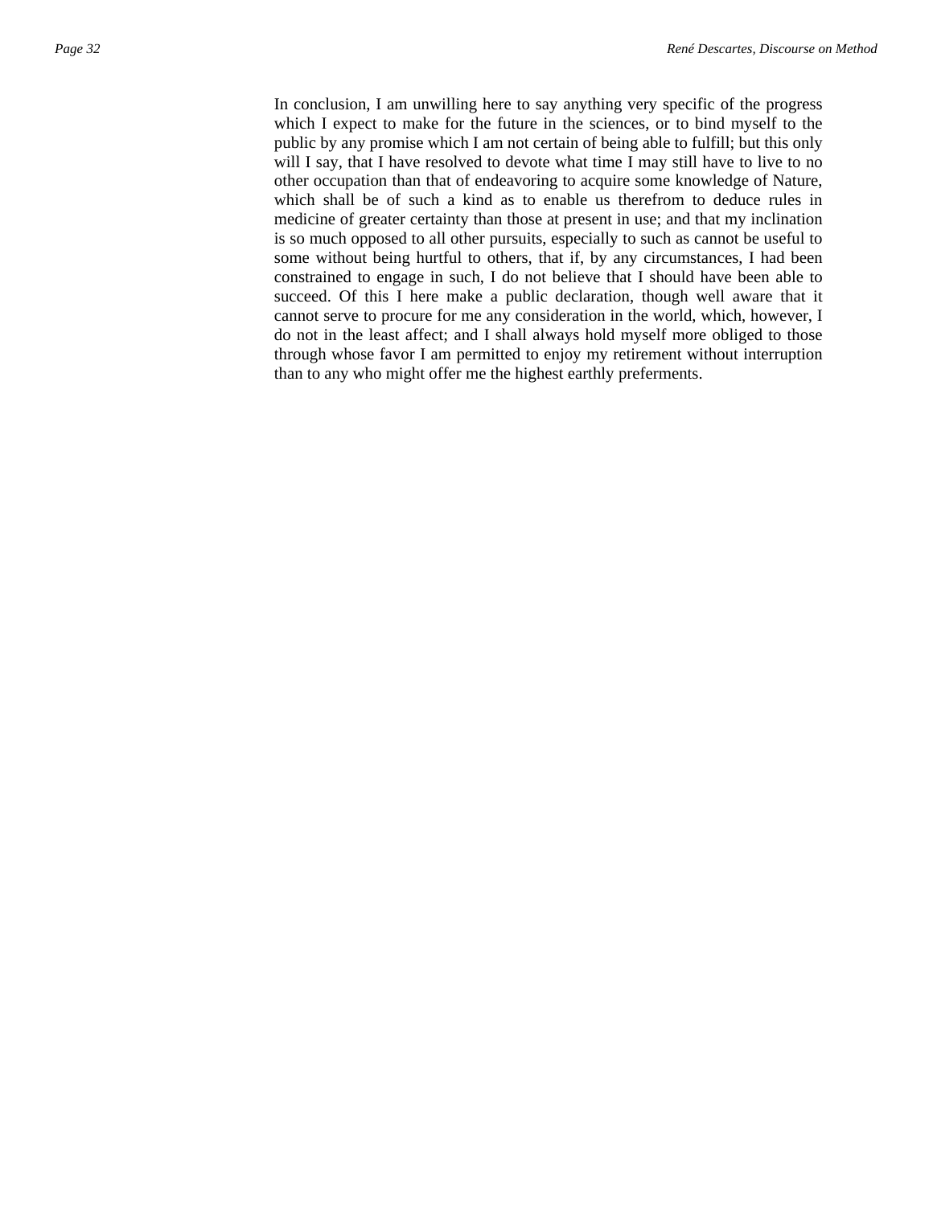In conclusion, I am unwilling here to say anything very specific of the progress which I expect to make for the future in the sciences, or to bind myself to the public by any promise which I am not certain of being able to fulfill; but this only will I say, that I have resolved to devote what time I may still have to live to no other occupation than that of endeavoring to acquire some knowledge of Nature, which shall be of such a kind as to enable us therefrom to deduce rules in medicine of greater certainty than those at present in use; and that my inclination is so much opposed to all other pursuits, especially to such as cannot be useful to some without being hurtful to others, that if, by any circumstances, I had been constrained to engage in such, I do not believe that I should have been able to succeed. Of this I here make a public declaration, though well aware that it cannot serve to procure for me any consideration in the world, which, however, I do not in the least affect; and I shall always hold myself more obliged to those through whose favor I am permitted to enjoy my retirement without interruption than to any who might offer me the highest earthly preferments.